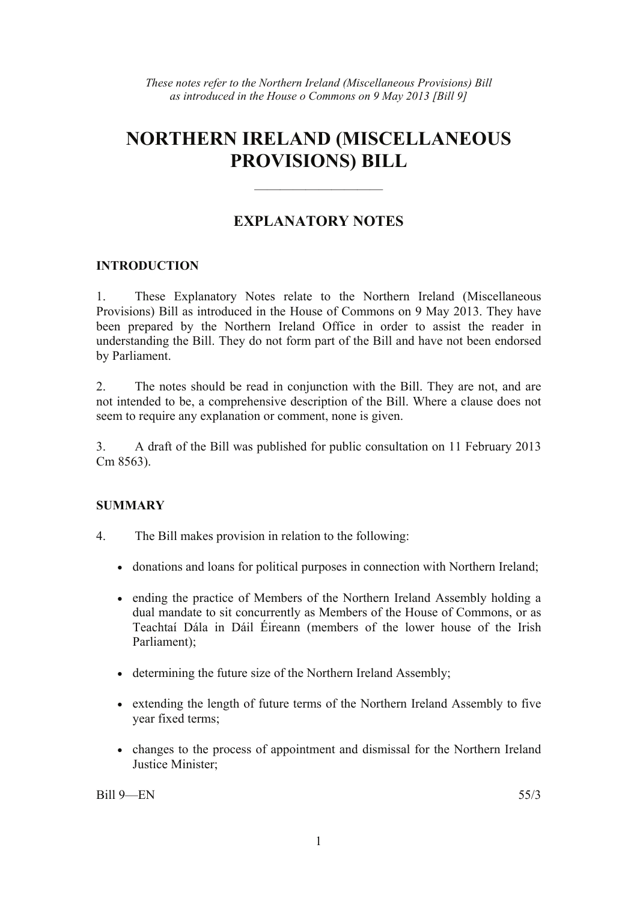*These notes refer to the Northern Ireland (Miscellaneous Provisions) Bill as introduced in the House o Commons on 9 May 2013 [Bill 9]*

# NORTHERN IRELAND (MISCELLANEOUS PROVISIONS) BILL

---

## EXPLANATORY NOTES

### INTRODUCTION

1. These Explanatory Notes relate to the Northern Ireland (Miscellaneous Provisions) Bill as introduced in the House of Commons on 9 May 2013. They have been prepared by the Northern Ireland Office in order to assist the reader in understanding the Bill. They do not form part of the Bill and have not been endorsed by Parliament.

2. The notes should be read in conjunction with the Bill. They are not, and are not intended to be, a comprehensive description of the Bill. Where a clause does not seem to require any explanation or comment, none is given.

3. A draft of the Bill was published for public consultation on 11 February 2013 Cm 8563).

### SUMMARY

4. The Bill makes provision in relation to the following:

- donations and loans for political purposes in connection with Northern Ireland;
- ending the practice of Members of the Northern Ireland Assembly holding a dual mandate to sit concurrently as Members of the House of Commons, or as Teachtaí Dála in Dáil Éireann (members of the lower house of the Irish Parliament);
- determining the future size of the Northern Ireland Assembly;
- extending the length of future terms of the Northern Ireland Assembly to five year fixed terms;
- changes to the process of appointment and dismissal for the Northern Ireland Justice Minister;

Bill 9—EN 55/3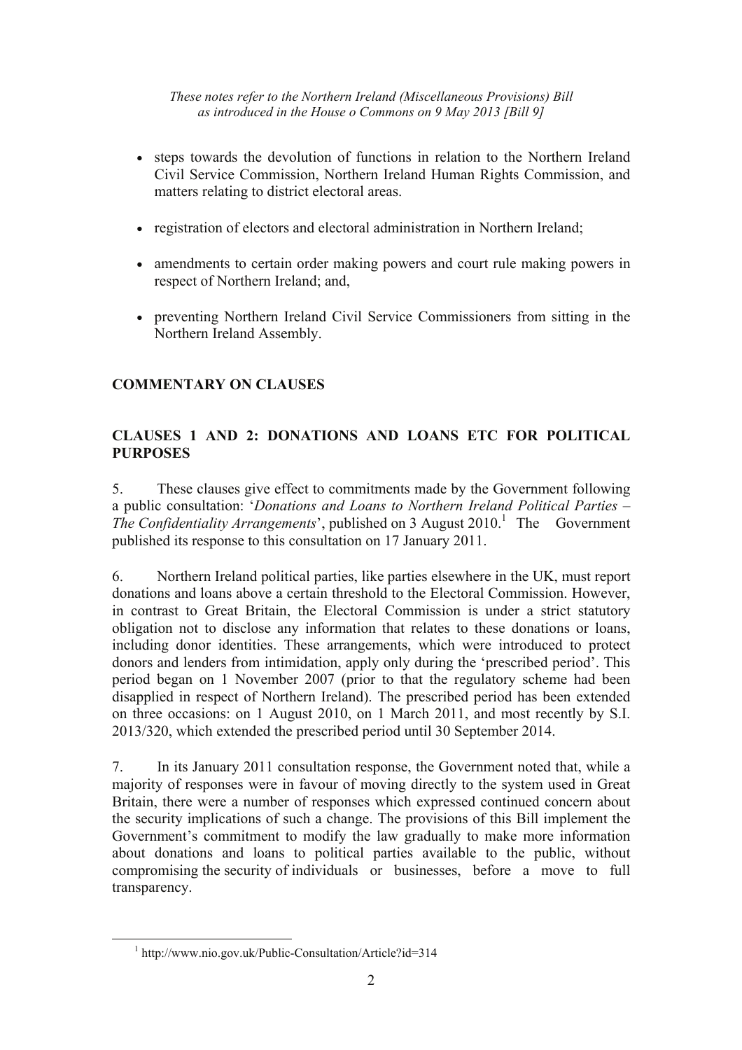- steps towards the devolution of functions in relation to the Northern Ireland Civil Service Commission, Northern Ireland Human Rights Commission, and matters relating to district electoral areas.
- registration of electors and electoral administration in Northern Ireland;
- amendments to certain order making powers and court rule making powers in respect of Northern Ireland; and,
- preventing Northern Ireland Civil Service Commissioners from sitting in the Northern Ireland Assembly.

## COMMENTARY ON CLAUSES

### CLAUSES 1 AND 2: DONATIONS AND LOANS ETC FOR POLITICAL PURPOSES

5. These clauses give effect to commitments made by the Government following a public consultation: '*Donations and Loans to Northern Ireland Political Parties – The Confidentiality Arrangements*', published on 3 August 2010.[1] The Government published its response to this consultation on 17 January 2011.

6. Northern Ireland political parties, like parties elsewhere in the UK, must report donations and loans above a certain threshold to the Electoral Commission. However, in contrast to Great Britain, the Electoral Commission is under a strict statutory obligation not to disclose any information that relates to these donations or loans, including donor identities. These arrangements, which were introduced to protect donors and lenders from intimidation, apply only during the 'prescribed period'. This period began on 1 November 2007 (prior to that the regulatory scheme had been disapplied in respect of Northern Ireland). The prescribed period has been extended on three occasions: on 1 August 2010, on 1 March 2011, and most recently by S.I. 2013/320, which extended the prescribed period until 30 September 2014.

7. In its January 2011 consultation response, the Government noted that, while a majority of responses were in favour of moving directly to the system used in Great Britain, there were a number of responses which expressed continued concern about the security implications of such a change. The provisions of this Bill implement the Government's commitment to modify the law gradually to make more information about donations and loans to political parties available to the public, without compromising the security of individuals or businesses, before a move to full transparency.

[1] http://www.nio.gov.uk/Public-Consultation/Article?id=314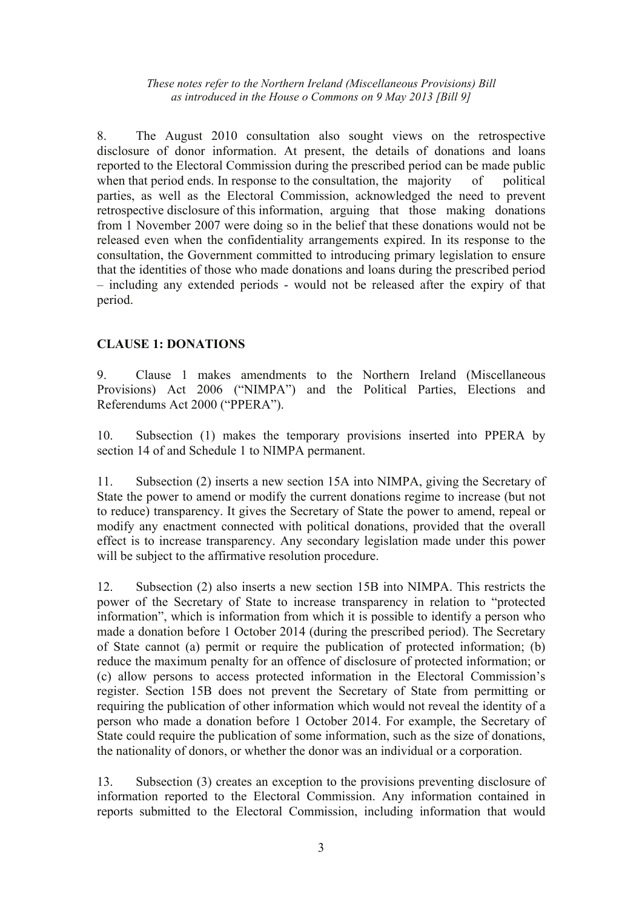8. The August 2010 consultation also sought views on the retrospective disclosure of donor information. At present, the details of donations and loans reported to the Electoral Commission during the prescribed period can be made public when that period ends. In response to the consultation, the majority of political parties, as well as the Electoral Commission, acknowledged the need to prevent retrospective disclosure of this information, arguing that those making donations from 1 November 2007 were doing so in the belief that these donations would not be released even when the confidentiality arrangements expired. In its response to the consultation, the Government committed to introducing primary legislation to ensure that the identities of those who made donations and loans during the prescribed period – including any extended periods - would not be released after the expiry of that period.

## CLAUSE 1: DONATIONS

9. Clause 1 makes amendments to the Northern Ireland (Miscellaneous Provisions) Act 2006 ("NIMPA") and the Political Parties, Elections and Referendums Act 2000 ("PPERA").

10. Subsection (1) makes the temporary provisions inserted into PPERA by section 14 of and Schedule 1 to NIMPA permanent.

11. Subsection (2) inserts a new section 15A into NIMPA, giving the Secretary of State the power to amend or modify the current donations regime to increase (but not to reduce) transparency. It gives the Secretary of State the power to amend, repeal or modify any enactment connected with political donations, provided that the overall effect is to increase transparency. Any secondary legislation made under this power will be subject to the affirmative resolution procedure.

12. Subsection (2) also inserts a new section 15B into NIMPA. This restricts the power of the Secretary of State to increase transparency in relation to "protected information", which is information from which it is possible to identify a person who made a donation before 1 October 2014 (during the prescribed period). The Secretary of State cannot (a) permit or require the publication of protected information; (b) reduce the maximum penalty for an offence of disclosure of protected information; or (c) allow persons to access protected information in the Electoral Commission's register. Section 15B does not prevent the Secretary of State from permitting or requiring the publication of other information which would not reveal the identity of a person who made a donation before 1 October 2014. For example, the Secretary of State could require the publication of some information, such as the size of donations, the nationality of donors, or whether the donor was an individual or a corporation.

13. Subsection (3) creates an exception to the provisions preventing disclosure of information reported to the Electoral Commission. Any information contained in reports submitted to the Electoral Commission, including information that would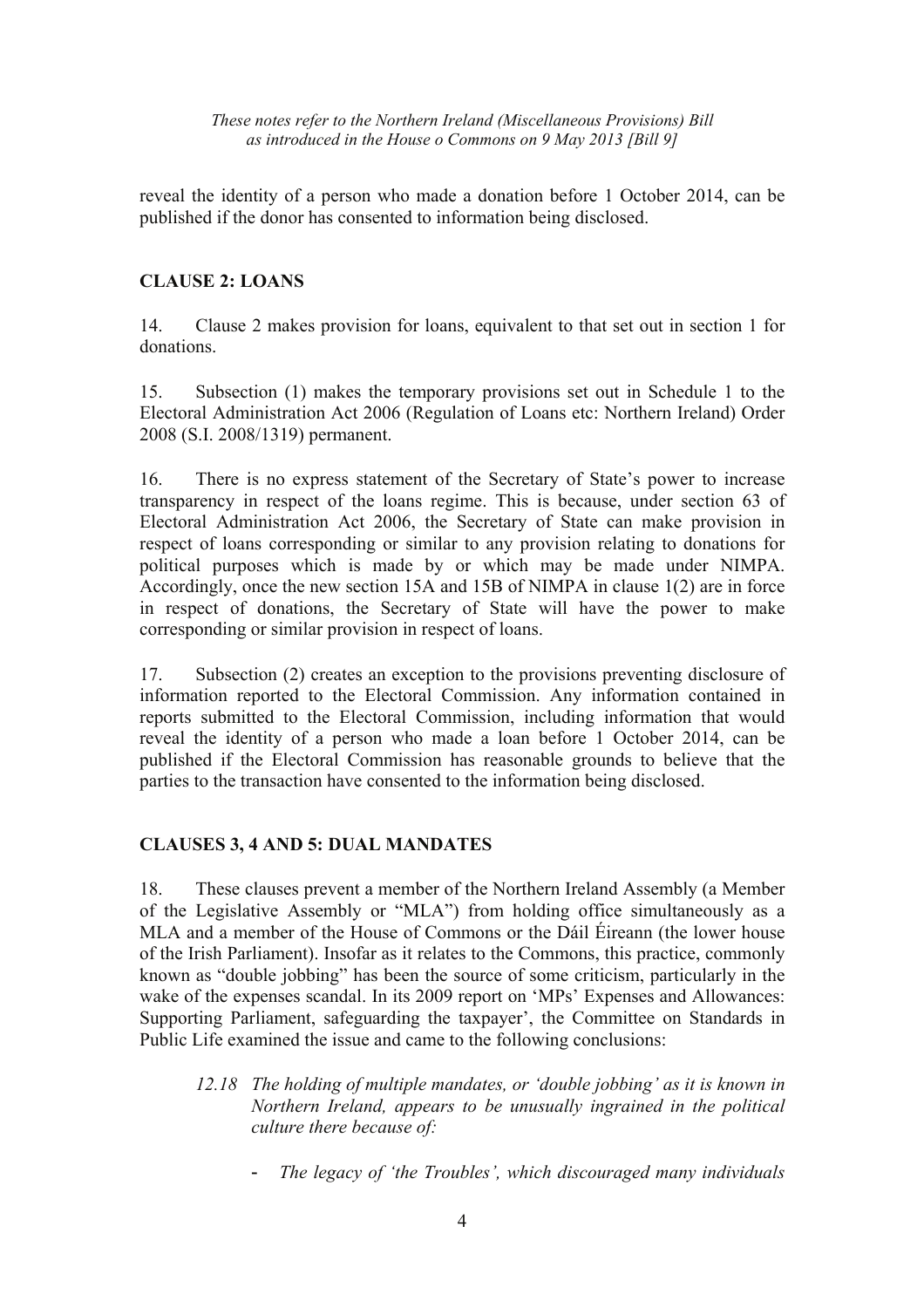reveal the identity of a person who made a donation before 1 October 2014, can be published if the donor has consented to information being disclosed.

## CLAUSE 2: LOANS

14. Clause 2 makes provision for loans, equivalent to that set out in section 1 for donations.

15. Subsection (1) makes the temporary provisions set out in Schedule 1 to the Electoral Administration Act 2006 (Regulation of Loans etc: Northern Ireland) Order 2008 (S.I. 2008/1319) permanent.

16. There is no express statement of the Secretary of State's power to increase transparency in respect of the loans regime. This is because, under section 63 of Electoral Administration Act 2006, the Secretary of State can make provision in respect of loans corresponding or similar to any provision relating to donations for political purposes which is made by or which may be made under NIMPA. Accordingly, once the new section 15A and 15B of NIMPA in clause 1(2) are in force in respect of donations, the Secretary of State will have the power to make corresponding or similar provision in respect of loans.

17. Subsection (2) creates an exception to the provisions preventing disclosure of information reported to the Electoral Commission. Any information contained in reports submitted to the Electoral Commission, including information that would reveal the identity of a person who made a loan before 1 October 2014, can be published if the Electoral Commission has reasonable grounds to believe that the parties to the transaction have consented to the information being disclosed.

## CLAUSES 3, 4 AND 5: DUAL MANDATES

18. These clauses prevent a member of the Northern Ireland Assembly (a Member of the Legislative Assembly or "MLA") from holding office simultaneously as a MLA and a member of the House of Commons or the Dáil Éireann (the lower house of the Irish Parliament). Insofar as it relates to the Commons, this practice, commonly known as "double jobbing" has been the source of some criticism, particularly in the wake of the expenses scandal. In its 2009 report on 'MPs' Expenses and Allowances: Supporting Parliament, safeguarding the taxpayer', the Committee on Standards in Public Life examined the issue and came to the following conclusions:

> *12.18 The holding of multiple mandates, or 'double jobbing' as it is known in Northern Ireland, appears to be unusually ingrained in the political culture there because of:*
>
> - *The legacy of 'the Troubles', which discouraged many individuals*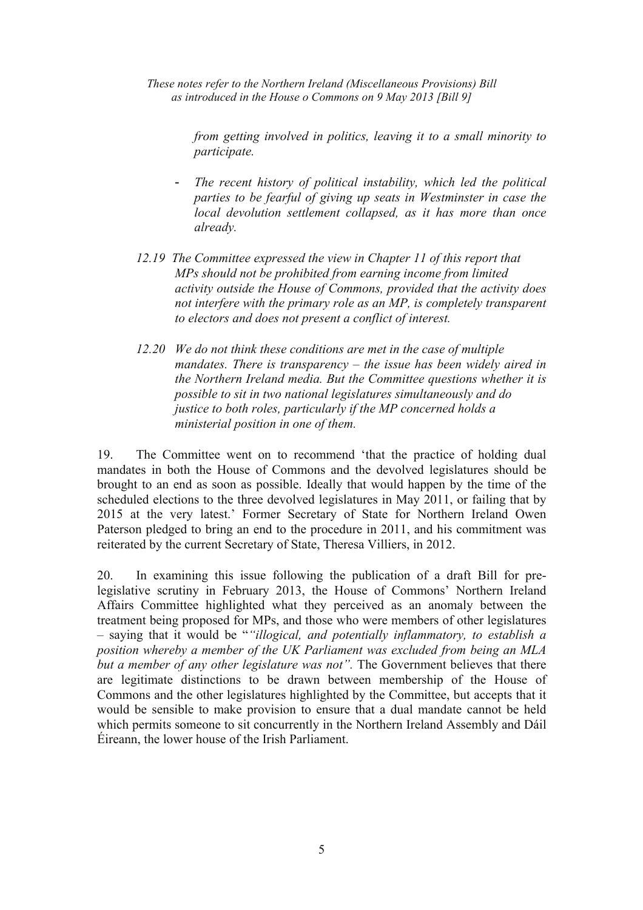*from getting involved in politics, leaving it to a small minority to participate.*

- *The recent history of political instability, which led the political parties to be fearful of giving up seats in Westminster in case the local devolution settlement collapsed, as it has more than once already.*

*12.19 The Committee expressed the view in Chapter 11 of this report that MPs should not be prohibited from earning income from limited activity outside the House of Commons, provided that the activity does not interfere with the primary role as an MP, is completely transparent to electors and does not present a conflict of interest.*

*12.20 We do not think these conditions are met in the case of multiple mandates. There is transparency – the issue has been widely aired in the Northern Ireland media. But the Committee questions whether it is possible to sit in two national legislatures simultaneously and do justice to both roles, particularly if the MP concerned holds a ministerial position in one of them.*

19. The Committee went on to recommend 'that the practice of holding dual mandates in both the House of Commons and the devolved legislatures should be brought to an end as soon as possible. Ideally that would happen by the time of the scheduled elections to the three devolved legislatures in May 2011, or failing that by 2015 at the very latest.' Former Secretary of State for Northern Ireland Owen Paterson pledged to bring an end to the procedure in 2011, and his commitment was reiterated by the current Secretary of State, Theresa Villiers, in 2012.

20. In examining this issue following the publication of a draft Bill for pre-legislative scrutiny in February 2013, the House of Commons' Northern Ireland Affairs Committee highlighted what they perceived as an anomaly between the treatment being proposed for MPs, and those who were members of other legislatures – saying that it would be "*"illogical, and potentially inflammatory, to establish a position whereby a member of the UK Parliament was excluded from being an MLA but a member of any other legislature was not".* The Government believes that there are legitimate distinctions to be drawn between membership of the House of Commons and the other legislatures highlighted by the Committee, but accepts that it would be sensible to make provision to ensure that a dual mandate cannot be held which permits someone to sit concurrently in the Northern Ireland Assembly and Dáil Éireann, the lower house of the Irish Parliament.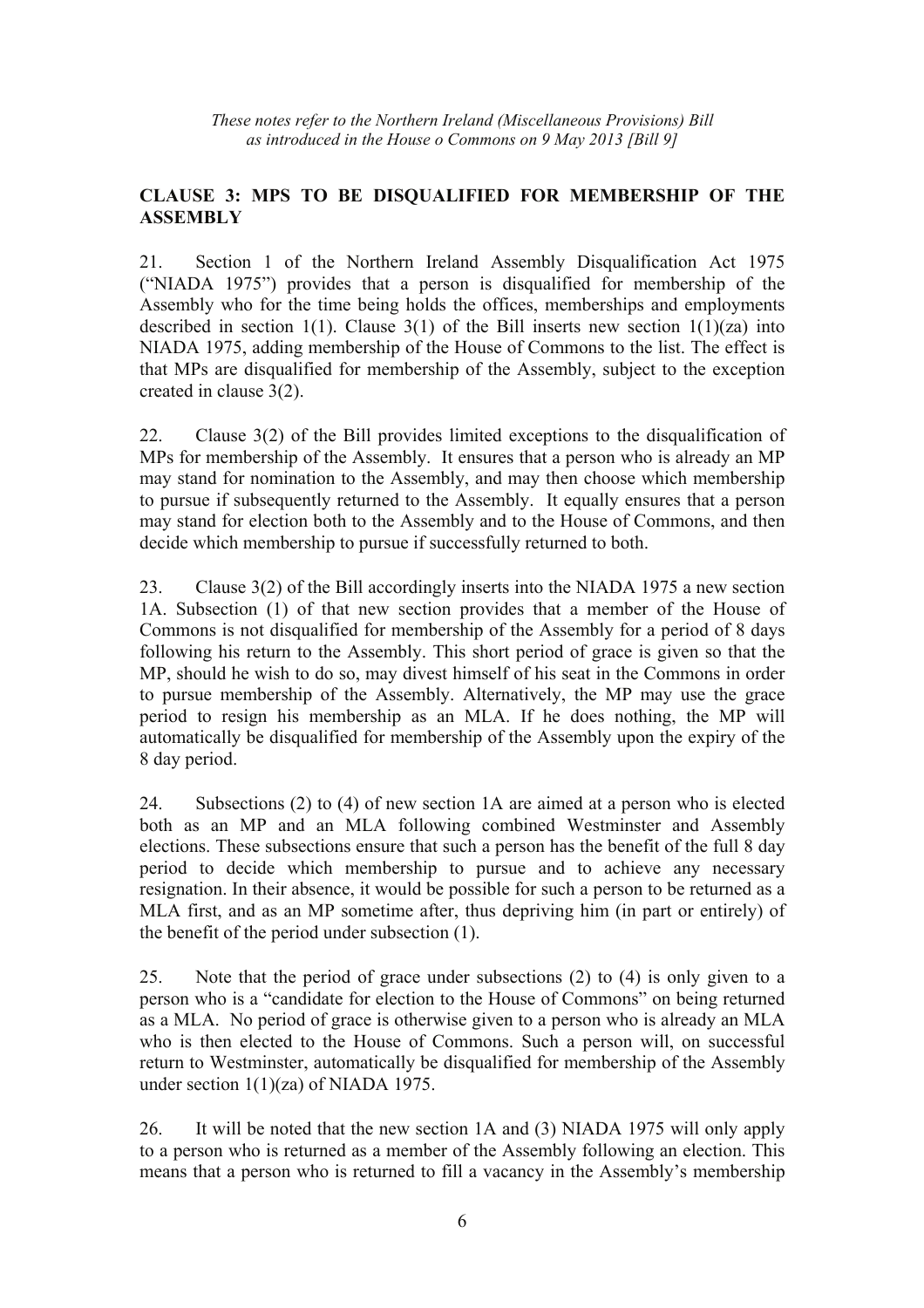*These notes refer to the Northern Ireland (Miscellaneous Provisions) Bill as introduced in the House o Commons on 9 May 2013 [Bill 9]*

## CLAUSE 3: MPS TO BE DISQUALIFIED FOR MEMBERSHIP OF THE ASSEMBLY

21. Section 1 of the Northern Ireland Assembly Disqualification Act 1975 ("NIADA 1975") provides that a person is disqualified for membership of the Assembly who for the time being holds the offices, memberships and employments described in section 1(1). Clause 3(1) of the Bill inserts new section 1(1)(za) into NIADA 1975, adding membership of the House of Commons to the list. The effect is that MPs are disqualified for membership of the Assembly, subject to the exception created in clause 3(2).

22. Clause 3(2) of the Bill provides limited exceptions to the disqualification of MPs for membership of the Assembly. It ensures that a person who is already an MP may stand for nomination to the Assembly, and may then choose which membership to pursue if subsequently returned to the Assembly. It equally ensures that a person may stand for election both to the Assembly and to the House of Commons, and then decide which membership to pursue if successfully returned to both.

23. Clause 3(2) of the Bill accordingly inserts into the NIADA 1975 a new section 1A. Subsection (1) of that new section provides that a member of the House of Commons is not disqualified for membership of the Assembly for a period of 8 days following his return to the Assembly. This short period of grace is given so that the MP, should he wish to do so, may divest himself of his seat in the Commons in order to pursue membership of the Assembly. Alternatively, the MP may use the grace period to resign his membership as an MLA. If he does nothing, the MP will automatically be disqualified for membership of the Assembly upon the expiry of the 8 day period.

24. Subsections (2) to (4) of new section 1A are aimed at a person who is elected both as an MP and an MLA following combined Westminster and Assembly elections. These subsections ensure that such a person has the benefit of the full 8 day period to decide which membership to pursue and to achieve any necessary resignation. In their absence, it would be possible for such a person to be returned as a MLA first, and as an MP sometime after, thus depriving him (in part or entirely) of the benefit of the period under subsection (1).

25. Note that the period of grace under subsections (2) to (4) is only given to a person who is a "candidate for election to the House of Commons" on being returned as a MLA. No period of grace is otherwise given to a person who is already an MLA who is then elected to the House of Commons. Such a person will, on successful return to Westminster, automatically be disqualified for membership of the Assembly under section 1(1)(za) of NIADA 1975.

26. It will be noted that the new section 1A and (3) NIADA 1975 will only apply to a person who is returned as a member of the Assembly following an election. This means that a person who is returned to fill a vacancy in the Assembly's membership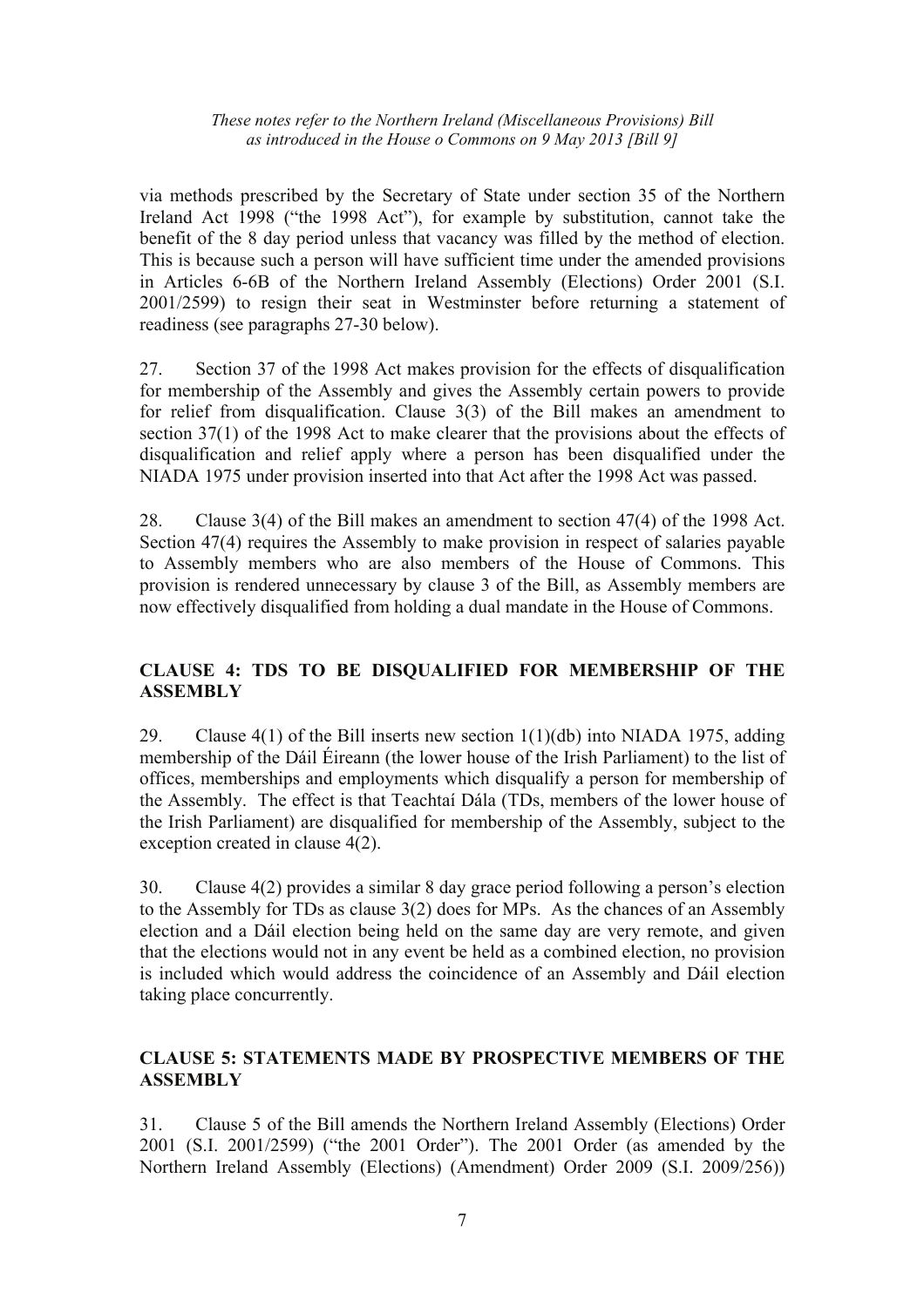via methods prescribed by the Secretary of State under section 35 of the Northern Ireland Act 1998 ("the 1998 Act"), for example by substitution, cannot take the benefit of the 8 day period unless that vacancy was filled by the method of election. This is because such a person will have sufficient time under the amended provisions in Articles 6-6B of the Northern Ireland Assembly (Elections) Order 2001 (S.I. 2001/2599) to resign their seat in Westminster before returning a statement of readiness (see paragraphs 27-30 below).

27. Section 37 of the 1998 Act makes provision for the effects of disqualification for membership of the Assembly and gives the Assembly certain powers to provide for relief from disqualification. Clause 3(3) of the Bill makes an amendment to section 37(1) of the 1998 Act to make clearer that the provisions about the effects of disqualification and relief apply where a person has been disqualified under the NIADA 1975 under provision inserted into that Act after the 1998 Act was passed.

28. Clause 3(4) of the Bill makes an amendment to section 47(4) of the 1998 Act. Section 47(4) requires the Assembly to make provision in respect of salaries payable to Assembly members who are also members of the House of Commons. This provision is rendered unnecessary by clause 3 of the Bill, as Assembly members are now effectively disqualified from holding a dual mandate in the House of Commons.

## CLAUSE 4: TDS TO BE DISQUALIFIED FOR MEMBERSHIP OF THE ASSEMBLY

29. Clause 4(1) of the Bill inserts new section 1(1)(db) into NIADA 1975, adding membership of the Dáil Éireann (the lower house of the Irish Parliament) to the list of offices, memberships and employments which disqualify a person for membership of the Assembly. The effect is that Teachtaí Dála (TDs, members of the lower house of the Irish Parliament) are disqualified for membership of the Assembly, subject to the exception created in clause 4(2).

30. Clause 4(2) provides a similar 8 day grace period following a person's election to the Assembly for TDs as clause 3(2) does for MPs. As the chances of an Assembly election and a Dáil election being held on the same day are very remote, and given that the elections would not in any event be held as a combined election, no provision is included which would address the coincidence of an Assembly and Dáil election taking place concurrently.

## CLAUSE 5: STATEMENTS MADE BY PROSPECTIVE MEMBERS OF THE ASSEMBLY

31. Clause 5 of the Bill amends the Northern Ireland Assembly (Elections) Order 2001 (S.I. 2001/2599) ("the 2001 Order"). The 2001 Order (as amended by the Northern Ireland Assembly (Elections) (Amendment) Order 2009 (S.I. 2009/256))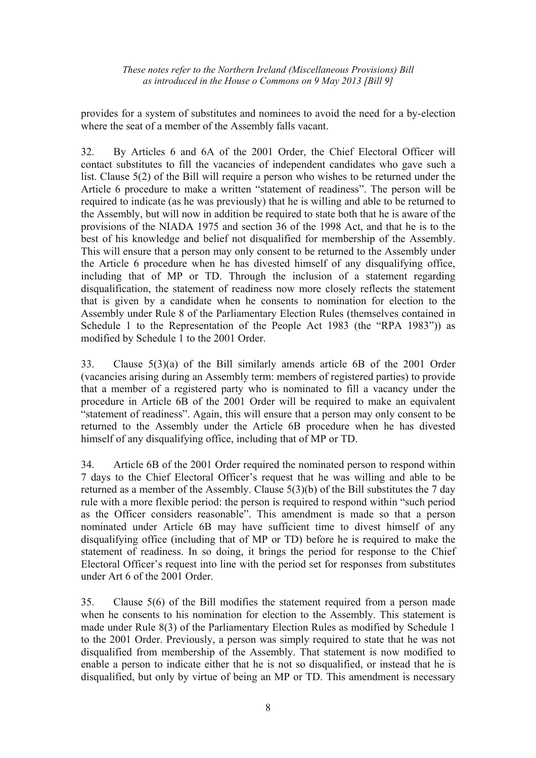provides for a system of substitutes and nominees to avoid the need for a by-election where the seat of a member of the Assembly falls vacant.

32. By Articles 6 and 6A of the 2001 Order, the Chief Electoral Officer will contact substitutes to fill the vacancies of independent candidates who gave such a list. Clause 5(2) of the Bill will require a person who wishes to be returned under the Article 6 procedure to make a written "statement of readiness". The person will be required to indicate (as he was previously) that he is willing and able to be returned to the Assembly, but will now in addition be required to state both that he is aware of the provisions of the NIADA 1975 and section 36 of the 1998 Act, and that he is to the best of his knowledge and belief not disqualified for membership of the Assembly. This will ensure that a person may only consent to be returned to the Assembly under the Article 6 procedure when he has divested himself of any disqualifying office, including that of MP or TD. Through the inclusion of a statement regarding disqualification, the statement of readiness now more closely reflects the statement that is given by a candidate when he consents to nomination for election to the Assembly under Rule 8 of the Parliamentary Election Rules (themselves contained in Schedule 1 to the Representation of the People Act 1983 (the "RPA 1983")) as modified by Schedule 1 to the 2001 Order.

33. Clause 5(3)(a) of the Bill similarly amends article 6B of the 2001 Order (vacancies arising during an Assembly term: members of registered parties) to provide that a member of a registered party who is nominated to fill a vacancy under the procedure in Article 6B of the 2001 Order will be required to make an equivalent "statement of readiness". Again, this will ensure that a person may only consent to be returned to the Assembly under the Article 6B procedure when he has divested himself of any disqualifying office, including that of MP or TD.

34. Article 6B of the 2001 Order required the nominated person to respond within 7 days to the Chief Electoral Officer's request that he was willing and able to be returned as a member of the Assembly. Clause 5(3)(b) of the Bill substitutes the 7 day rule with a more flexible period: the person is required to respond within "such period as the Officer considers reasonable". This amendment is made so that a person nominated under Article 6B may have sufficient time to divest himself of any disqualifying office (including that of MP or TD) before he is required to make the statement of readiness. In so doing, it brings the period for response to the Chief Electoral Officer's request into line with the period set for responses from substitutes under Art 6 of the 2001 Order.

35. Clause 5(6) of the Bill modifies the statement required from a person made when he consents to his nomination for election to the Assembly. This statement is made under Rule 8(3) of the Parliamentary Election Rules as modified by Schedule 1 to the 2001 Order. Previously, a person was simply required to state that he was not disqualified from membership of the Assembly. That statement is now modified to enable a person to indicate either that he is not so disqualified, or instead that he is disqualified, but only by virtue of being an MP or TD. This amendment is necessary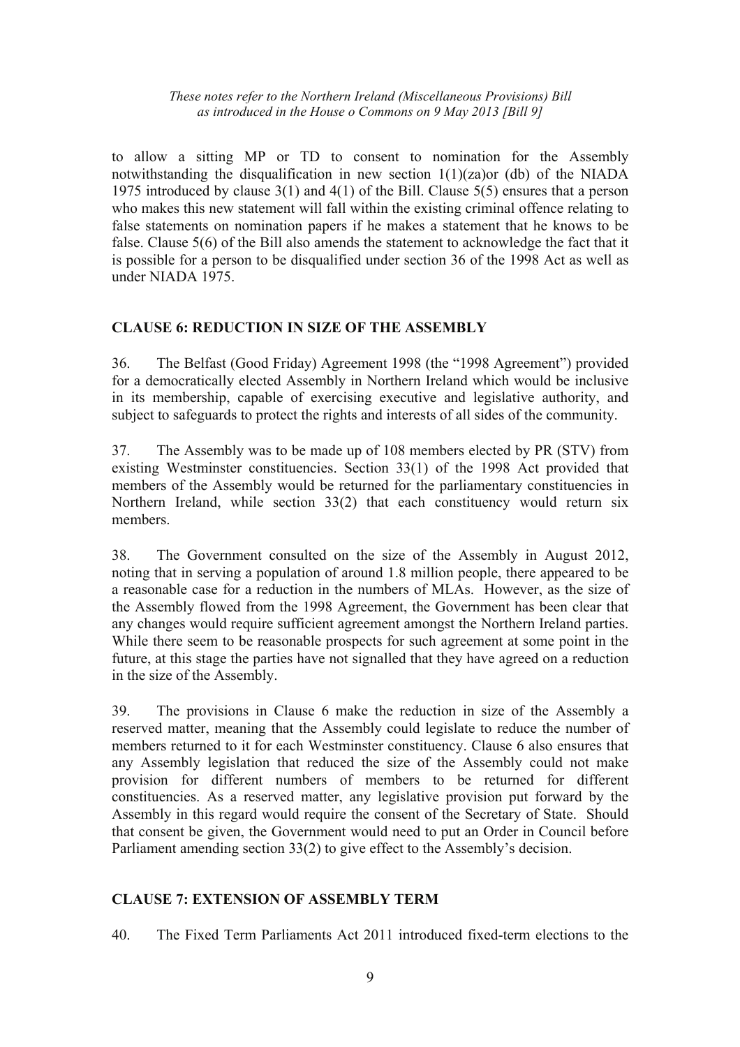to allow a sitting MP or TD to consent to nomination for the Assembly notwithstanding the disqualification in new section 1(1)(za)or (db) of the NIADA 1975 introduced by clause 3(1) and 4(1) of the Bill. Clause 5(5) ensures that a person who makes this new statement will fall within the existing criminal offence relating to false statements on nomination papers if he makes a statement that he knows to be false. Clause 5(6) of the Bill also amends the statement to acknowledge the fact that it is possible for a person to be disqualified under section 36 of the 1998 Act as well as under NIADA 1975.

## CLAUSE 6: REDUCTION IN SIZE OF THE ASSEMBLY

36. The Belfast (Good Friday) Agreement 1998 (the "1998 Agreement") provided for a democratically elected Assembly in Northern Ireland which would be inclusive in its membership, capable of exercising executive and legislative authority, and subject to safeguards to protect the rights and interests of all sides of the community.

37. The Assembly was to be made up of 108 members elected by PR (STV) from existing Westminster constituencies. Section 33(1) of the 1998 Act provided that members of the Assembly would be returned for the parliamentary constituencies in Northern Ireland, while section 33(2) that each constituency would return six members.

38. The Government consulted on the size of the Assembly in August 2012, noting that in serving a population of around 1.8 million people, there appeared to be a reasonable case for a reduction in the numbers of MLAs. However, as the size of the Assembly flowed from the 1998 Agreement, the Government has been clear that any changes would require sufficient agreement amongst the Northern Ireland parties. While there seem to be reasonable prospects for such agreement at some point in the future, at this stage the parties have not signalled that they have agreed on a reduction in the size of the Assembly.

39. The provisions in Clause 6 make the reduction in size of the Assembly a reserved matter, meaning that the Assembly could legislate to reduce the number of members returned to it for each Westminster constituency. Clause 6 also ensures that any Assembly legislation that reduced the size of the Assembly could not make provision for different numbers of members to be returned for different constituencies. As a reserved matter, any legislative provision put forward by the Assembly in this regard would require the consent of the Secretary of State. Should that consent be given, the Government would need to put an Order in Council before Parliament amending section 33(2) to give effect to the Assembly's decision.

## CLAUSE 7: EXTENSION OF ASSEMBLY TERM

40. The Fixed Term Parliaments Act 2011 introduced fixed-term elections to the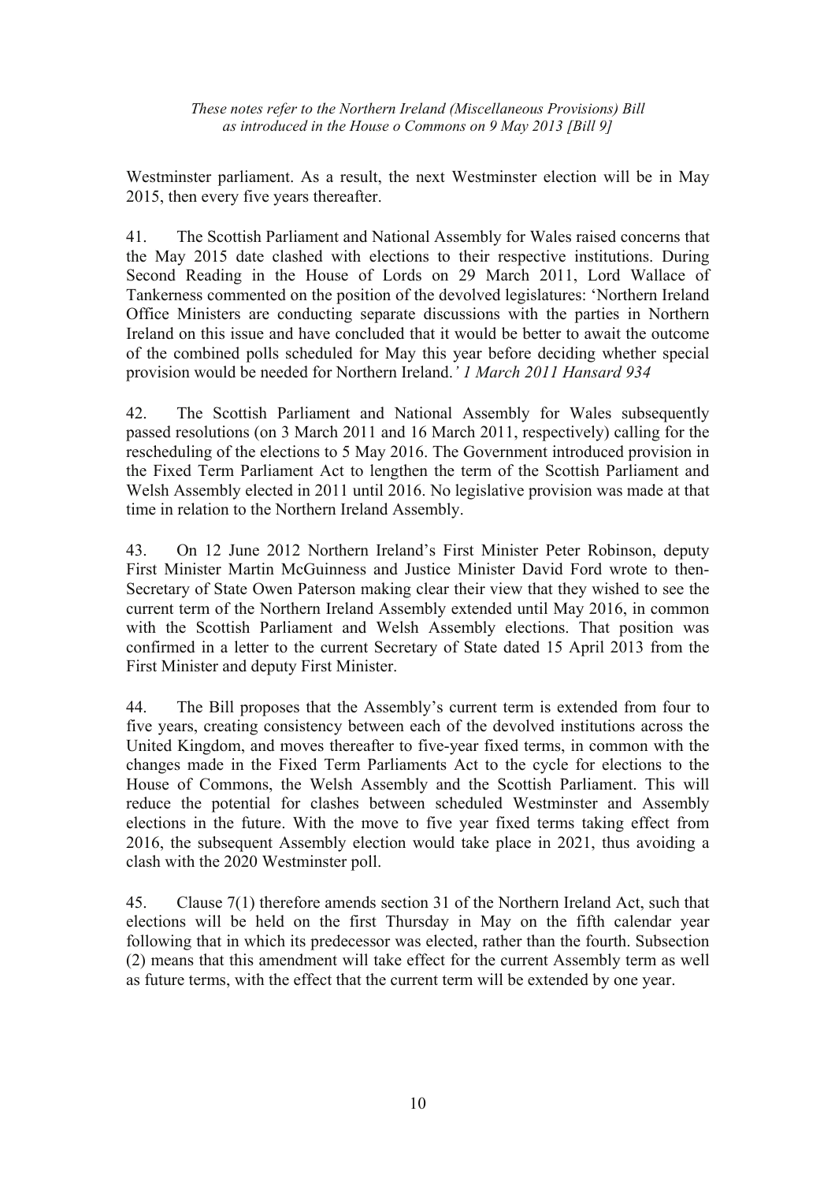Westminster parliament. As a result, the next Westminster election will be in May 2015, then every five years thereafter.

41. The Scottish Parliament and National Assembly for Wales raised concerns that the May 2015 date clashed with elections to their respective institutions. During Second Reading in the House of Lords on 29 March 2011, Lord Wallace of Tankerness commented on the position of the devolved legislatures: 'Northern Ireland Office Ministers are conducting separate discussions with the parties in Northern Ireland on this issue and have concluded that it would be better to await the outcome of the combined polls scheduled for May this year before deciding whether special provision would be needed for Northern Ireland.*' 1 March 2011 Hansard 934*

42. The Scottish Parliament and National Assembly for Wales subsequently passed resolutions (on 3 March 2011 and 16 March 2011, respectively) calling for the rescheduling of the elections to 5 May 2016. The Government introduced provision in the Fixed Term Parliament Act to lengthen the term of the Scottish Parliament and Welsh Assembly elected in 2011 until 2016. No legislative provision was made at that time in relation to the Northern Ireland Assembly.

43. On 12 June 2012 Northern Ireland's First Minister Peter Robinson, deputy First Minister Martin McGuinness and Justice Minister David Ford wrote to then-Secretary of State Owen Paterson making clear their view that they wished to see the current term of the Northern Ireland Assembly extended until May 2016, in common with the Scottish Parliament and Welsh Assembly elections. That position was confirmed in a letter to the current Secretary of State dated 15 April 2013 from the First Minister and deputy First Minister.

44. The Bill proposes that the Assembly's current term is extended from four to five years, creating consistency between each of the devolved institutions across the United Kingdom, and moves thereafter to five-year fixed terms, in common with the changes made in the Fixed Term Parliaments Act to the cycle for elections to the House of Commons, the Welsh Assembly and the Scottish Parliament. This will reduce the potential for clashes between scheduled Westminster and Assembly elections in the future. With the move to five year fixed terms taking effect from 2016, the subsequent Assembly election would take place in 2021, thus avoiding a clash with the 2020 Westminster poll.

45. Clause 7(1) therefore amends section 31 of the Northern Ireland Act, such that elections will be held on the first Thursday in May on the fifth calendar year following that in which its predecessor was elected, rather than the fourth. Subsection (2) means that this amendment will take effect for the current Assembly term as well as future terms, with the effect that the current term will be extended by one year.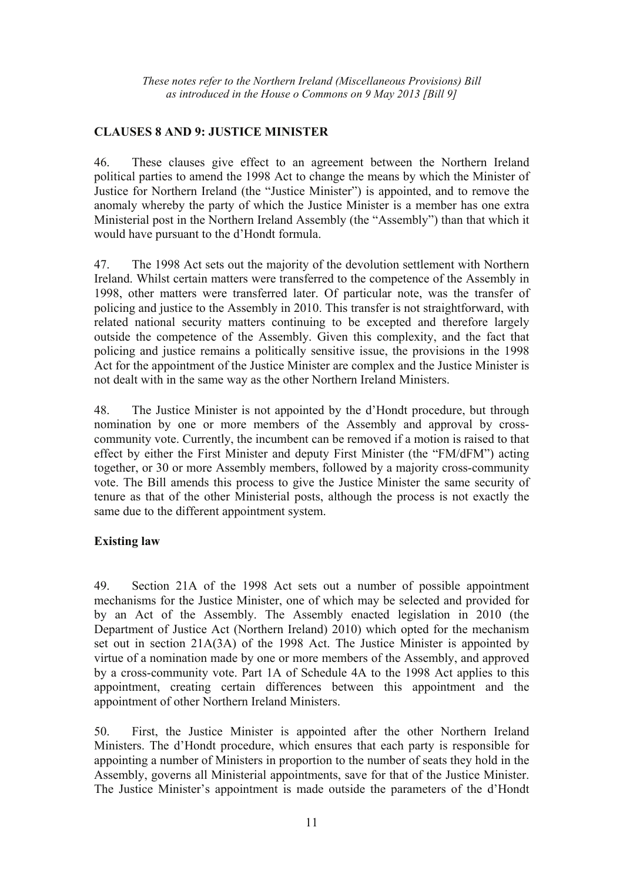*These notes refer to the Northern Ireland (Miscellaneous Provisions) Bill as introduced in the House o Commons on 9 May 2013 [Bill 9]*

## CLAUSES 8 AND 9: JUSTICE MINISTER

46. These clauses give effect to an agreement between the Northern Ireland political parties to amend the 1998 Act to change the means by which the Minister of Justice for Northern Ireland (the "Justice Minister") is appointed, and to remove the anomaly whereby the party of which the Justice Minister is a member has one extra Ministerial post in the Northern Ireland Assembly (the "Assembly") than that which it would have pursuant to the d'Hondt formula.

47. The 1998 Act sets out the majority of the devolution settlement with Northern Ireland. Whilst certain matters were transferred to the competence of the Assembly in 1998, other matters were transferred later. Of particular note, was the transfer of policing and justice to the Assembly in 2010. This transfer is not straightforward, with related national security matters continuing to be excepted and therefore largely outside the competence of the Assembly. Given this complexity, and the fact that policing and justice remains a politically sensitive issue, the provisions in the 1998 Act for the appointment of the Justice Minister are complex and the Justice Minister is not dealt with in the same way as the other Northern Ireland Ministers.

48. The Justice Minister is not appointed by the d'Hondt procedure, but through nomination by one or more members of the Assembly and approval by cross-community vote. Currently, the incumbent can be removed if a motion is raised to that effect by either the First Minister and deputy First Minister (the "FM/dFM") acting together, or 30 or more Assembly members, followed by a majority cross-community vote. The Bill amends this process to give the Justice Minister the same security of tenure as that of the other Ministerial posts, although the process is not exactly the same due to the different appointment system.

### Existing law

49. Section 21A of the 1998 Act sets out a number of possible appointment mechanisms for the Justice Minister, one of which may be selected and provided for by an Act of the Assembly. The Assembly enacted legislation in 2010 (the Department of Justice Act (Northern Ireland) 2010) which opted for the mechanism set out in section 21A(3A) of the 1998 Act. The Justice Minister is appointed by virtue of a nomination made by one or more members of the Assembly, and approved by a cross-community vote. Part 1A of Schedule 4A to the 1998 Act applies to this appointment, creating certain differences between this appointment and the appointment of other Northern Ireland Ministers.

50. First, the Justice Minister is appointed after the other Northern Ireland Ministers. The d'Hondt procedure, which ensures that each party is responsible for appointing a number of Ministers in proportion to the number of seats they hold in the Assembly, governs all Ministerial appointments, save for that of the Justice Minister. The Justice Minister's appointment is made outside the parameters of the d'Hondt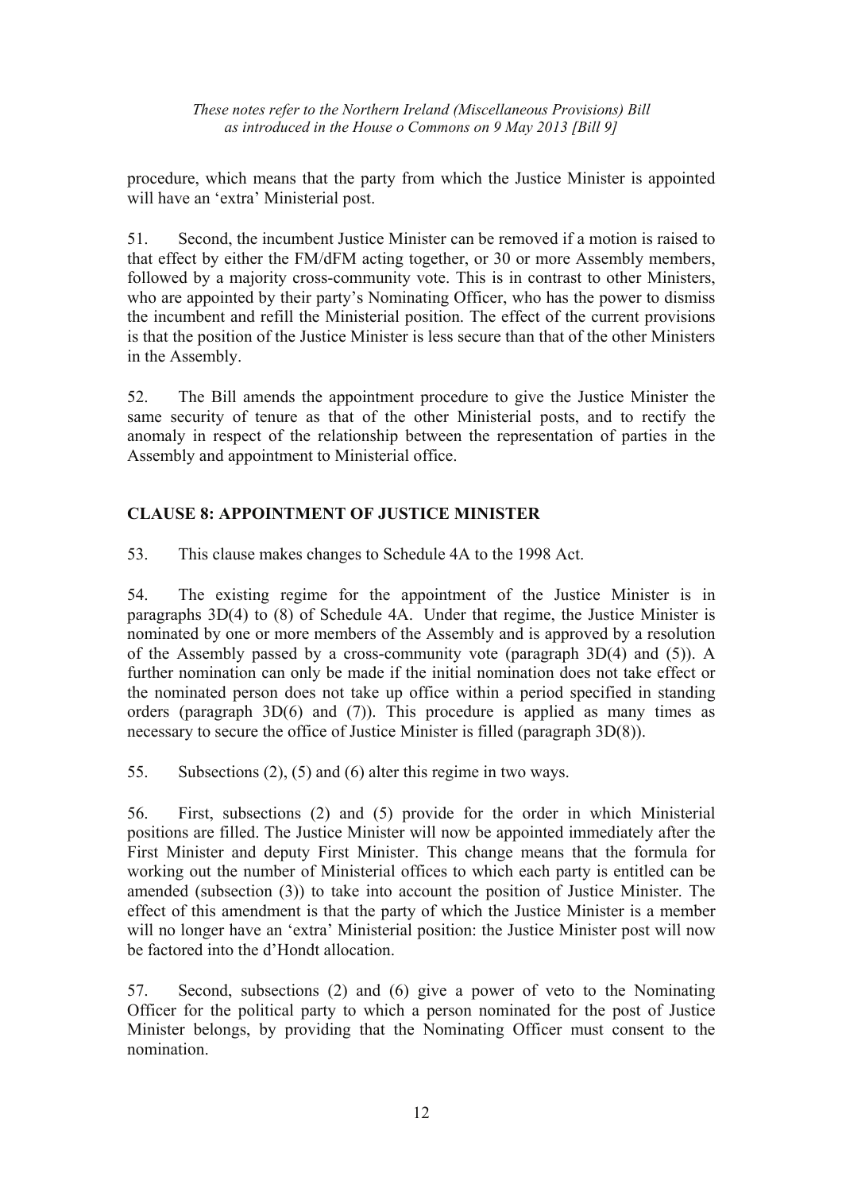procedure, which means that the party from which the Justice Minister is appointed will have an 'extra' Ministerial post.

51. Second, the incumbent Justice Minister can be removed if a motion is raised to that effect by either the FM/dFM acting together, or 30 or more Assembly members, followed by a majority cross-community vote. This is in contrast to other Ministers, who are appointed by their party's Nominating Officer, who has the power to dismiss the incumbent and refill the Ministerial position. The effect of the current provisions is that the position of the Justice Minister is less secure than that of the other Ministers in the Assembly.

52. The Bill amends the appointment procedure to give the Justice Minister the same security of tenure as that of the other Ministerial posts, and to rectify the anomaly in respect of the relationship between the representation of parties in the Assembly and appointment to Ministerial office.

## CLAUSE 8: APPOINTMENT OF JUSTICE MINISTER

53. This clause makes changes to Schedule 4A to the 1998 Act.

54. The existing regime for the appointment of the Justice Minister is in paragraphs 3D(4) to (8) of Schedule 4A. Under that regime, the Justice Minister is nominated by one or more members of the Assembly and is approved by a resolution of the Assembly passed by a cross-community vote (paragraph 3D(4) and (5)). A further nomination can only be made if the initial nomination does not take effect or the nominated person does not take up office within a period specified in standing orders (paragraph 3D(6) and (7)). This procedure is applied as many times as necessary to secure the office of Justice Minister is filled (paragraph 3D(8)).

55. Subsections (2), (5) and (6) alter this regime in two ways.

56. First, subsections (2) and (5) provide for the order in which Ministerial positions are filled. The Justice Minister will now be appointed immediately after the First Minister and deputy First Minister. This change means that the formula for working out the number of Ministerial offices to which each party is entitled can be amended (subsection (3)) to take into account the position of Justice Minister. The effect of this amendment is that the party of which the Justice Minister is a member will no longer have an 'extra' Ministerial position: the Justice Minister post will now be factored into the d'Hondt allocation.

57. Second, subsections (2) and (6) give a power of veto to the Nominating Officer for the political party to which a person nominated for the post of Justice Minister belongs, by providing that the Nominating Officer must consent to the nomination.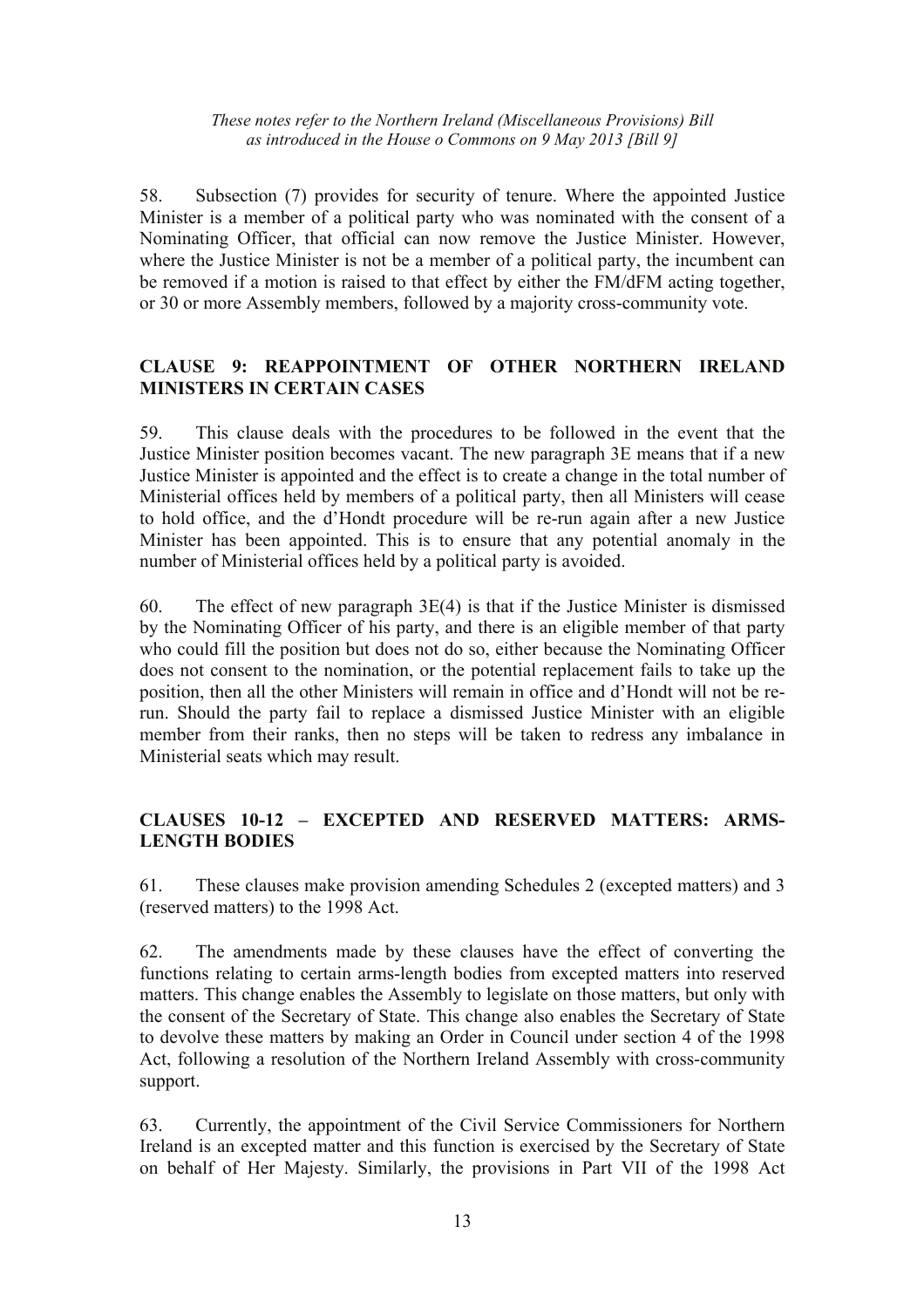58. Subsection (7) provides for security of tenure. Where the appointed Justice Minister is a member of a political party who was nominated with the consent of a Nominating Officer, that official can now remove the Justice Minister. However, where the Justice Minister is not be a member of a political party, the incumbent can be removed if a motion is raised to that effect by either the FM/dFM acting together, or 30 or more Assembly members, followed by a majority cross-community vote.

## CLAUSE 9: REAPPOINTMENT OF OTHER NORTHERN IRELAND MINISTERS IN CERTAIN CASES

59. This clause deals with the procedures to be followed in the event that the Justice Minister position becomes vacant. The new paragraph 3E means that if a new Justice Minister is appointed and the effect is to create a change in the total number of Ministerial offices held by members of a political party, then all Ministers will cease to hold office, and the d'Hondt procedure will be re-run again after a new Justice Minister has been appointed. This is to ensure that any potential anomaly in the number of Ministerial offices held by a political party is avoided.

60. The effect of new paragraph 3E(4) is that if the Justice Minister is dismissed by the Nominating Officer of his party, and there is an eligible member of that party who could fill the position but does not do so, either because the Nominating Officer does not consent to the nomination, or the potential replacement fails to take up the position, then all the other Ministers will remain in office and d'Hondt will not be re-run. Should the party fail to replace a dismissed Justice Minister with an eligible member from their ranks, then no steps will be taken to redress any imbalance in Ministerial seats which may result.

## CLAUSES 10-12 – EXCEPTED AND RESERVED MATTERS: ARMS-LENGTH BODIES

61. These clauses make provision amending Schedules 2 (excepted matters) and 3 (reserved matters) to the 1998 Act.

62. The amendments made by these clauses have the effect of converting the functions relating to certain arms-length bodies from excepted matters into reserved matters. This change enables the Assembly to legislate on those matters, but only with the consent of the Secretary of State. This change also enables the Secretary of State to devolve these matters by making an Order in Council under section 4 of the 1998 Act, following a resolution of the Northern Ireland Assembly with cross-community support.

63. Currently, the appointment of the Civil Service Commissioners for Northern Ireland is an excepted matter and this function is exercised by the Secretary of State on behalf of Her Majesty. Similarly, the provisions in Part VII of the 1998 Act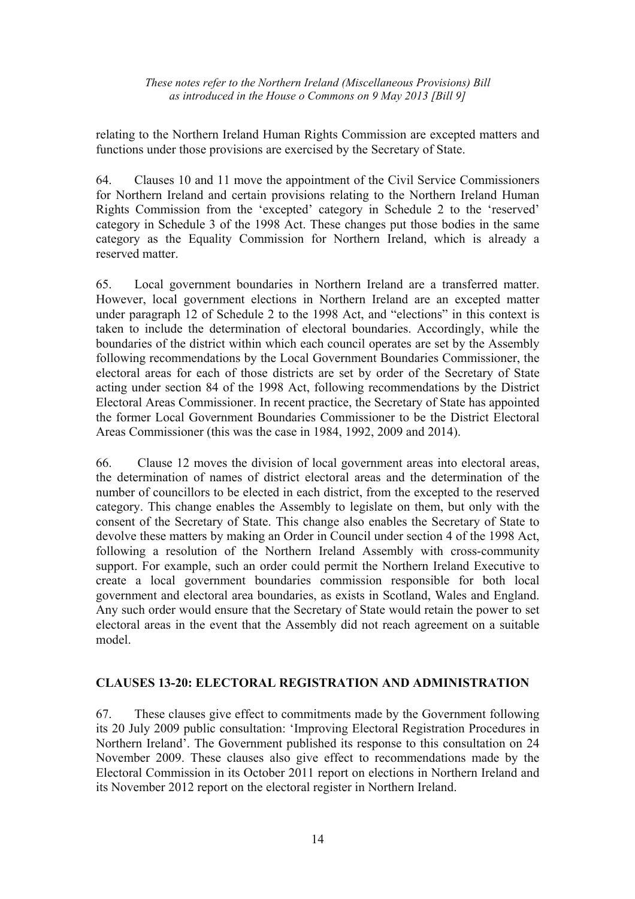relating to the Northern Ireland Human Rights Commission are excepted matters and functions under those provisions are exercised by the Secretary of State.

64. Clauses 10 and 11 move the appointment of the Civil Service Commissioners for Northern Ireland and certain provisions relating to the Northern Ireland Human Rights Commission from the 'excepted' category in Schedule 2 to the 'reserved' category in Schedule 3 of the 1998 Act. These changes put those bodies in the same category as the Equality Commission for Northern Ireland, which is already a reserved matter.

65. Local government boundaries in Northern Ireland are a transferred matter. However, local government elections in Northern Ireland are an excepted matter under paragraph 12 of Schedule 2 to the 1998 Act, and "elections" in this context is taken to include the determination of electoral boundaries. Accordingly, while the boundaries of the district within which each council operates are set by the Assembly following recommendations by the Local Government Boundaries Commissioner, the electoral areas for each of those districts are set by order of the Secretary of State acting under section 84 of the 1998 Act, following recommendations by the District Electoral Areas Commissioner. In recent practice, the Secretary of State has appointed the former Local Government Boundaries Commissioner to be the District Electoral Areas Commissioner (this was the case in 1984, 1992, 2009 and 2014).

66. Clause 12 moves the division of local government areas into electoral areas, the determination of names of district electoral areas and the determination of the number of councillors to be elected in each district, from the excepted to the reserved category. This change enables the Assembly to legislate on them, but only with the consent of the Secretary of State. This change also enables the Secretary of State to devolve these matters by making an Order in Council under section 4 of the 1998 Act, following a resolution of the Northern Ireland Assembly with cross-community support. For example, such an order could permit the Northern Ireland Executive to create a local government boundaries commission responsible for both local government and electoral area boundaries, as exists in Scotland, Wales and England. Any such order would ensure that the Secretary of State would retain the power to set electoral areas in the event that the Assembly did not reach agreement on a suitable model.

## CLAUSES 13-20: ELECTORAL REGISTRATION AND ADMINISTRATION

67. These clauses give effect to commitments made by the Government following its 20 July 2009 public consultation: 'Improving Electoral Registration Procedures in Northern Ireland'. The Government published its response to this consultation on 24 November 2009. These clauses also give effect to recommendations made by the Electoral Commission in its October 2011 report on elections in Northern Ireland and its November 2012 report on the electoral register in Northern Ireland.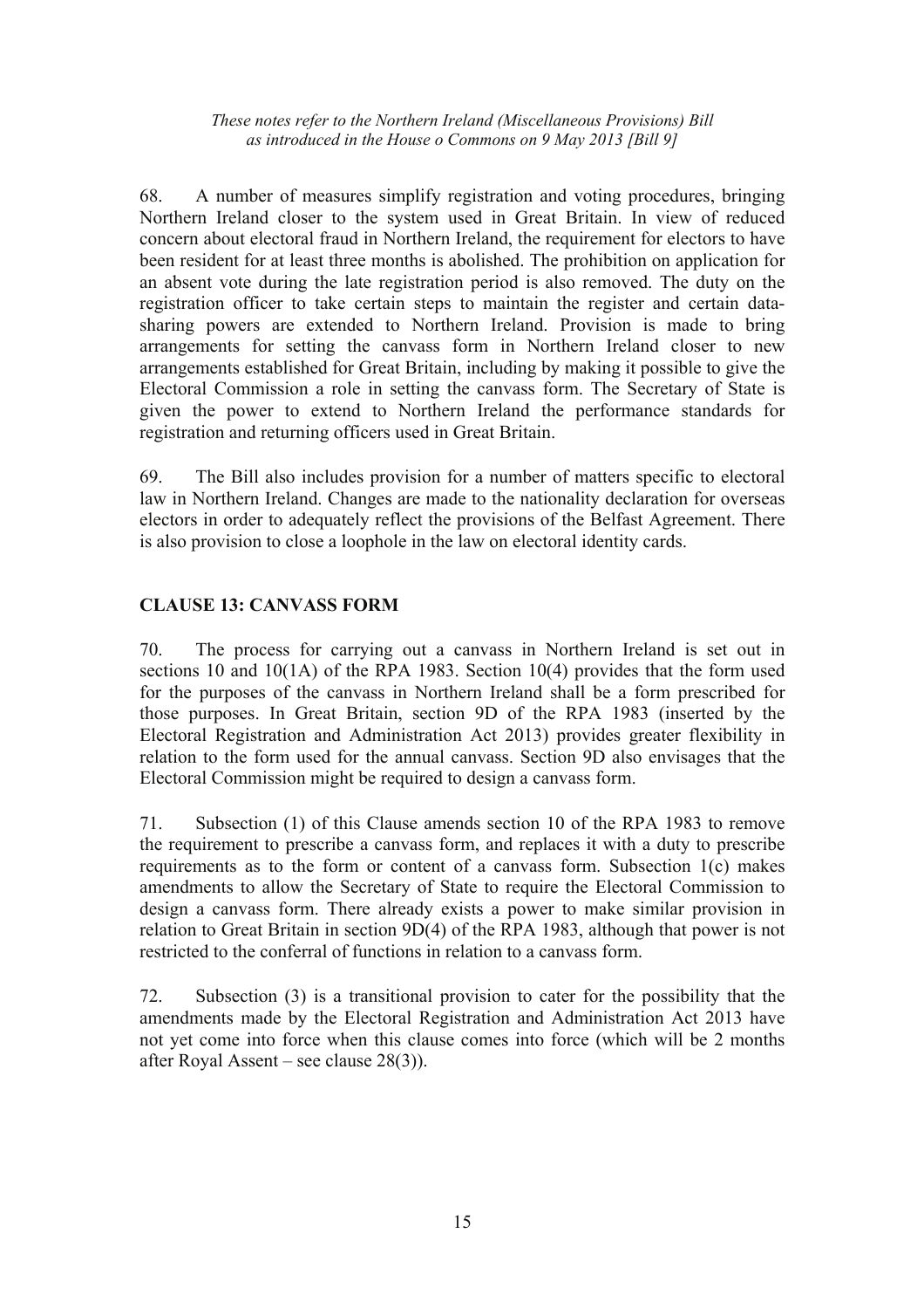68. A number of measures simplify registration and voting procedures, bringing Northern Ireland closer to the system used in Great Britain. In view of reduced concern about electoral fraud in Northern Ireland, the requirement for electors to have been resident for at least three months is abolished. The prohibition on application for an absent vote during the late registration period is also removed. The duty on the registration officer to take certain steps to maintain the register and certain data-sharing powers are extended to Northern Ireland. Provision is made to bring arrangements for setting the canvass form in Northern Ireland closer to new arrangements established for Great Britain, including by making it possible to give the Electoral Commission a role in setting the canvass form. The Secretary of State is given the power to extend to Northern Ireland the performance standards for registration and returning officers used in Great Britain.

69. The Bill also includes provision for a number of matters specific to electoral law in Northern Ireland. Changes are made to the nationality declaration for overseas electors in order to adequately reflect the provisions of the Belfast Agreement. There is also provision to close a loophole in the law on electoral identity cards.

## CLAUSE 13: CANVASS FORM

70. The process for carrying out a canvass in Northern Ireland is set out in sections 10 and 10(1A) of the RPA 1983. Section 10(4) provides that the form used for the purposes of the canvass in Northern Ireland shall be a form prescribed for those purposes. In Great Britain, section 9D of the RPA 1983 (inserted by the Electoral Registration and Administration Act 2013) provides greater flexibility in relation to the form used for the annual canvass. Section 9D also envisages that the Electoral Commission might be required to design a canvass form.

71. Subsection (1) of this Clause amends section 10 of the RPA 1983 to remove the requirement to prescribe a canvass form, and replaces it with a duty to prescribe requirements as to the form or content of a canvass form. Subsection 1(c) makes amendments to allow the Secretary of State to require the Electoral Commission to design a canvass form. There already exists a power to make similar provision in relation to Great Britain in section 9D(4) of the RPA 1983, although that power is not restricted to the conferral of functions in relation to a canvass form.

72. Subsection (3) is a transitional provision to cater for the possibility that the amendments made by the Electoral Registration and Administration Act 2013 have not yet come into force when this clause comes into force (which will be 2 months after Royal Assent – see clause 28(3)).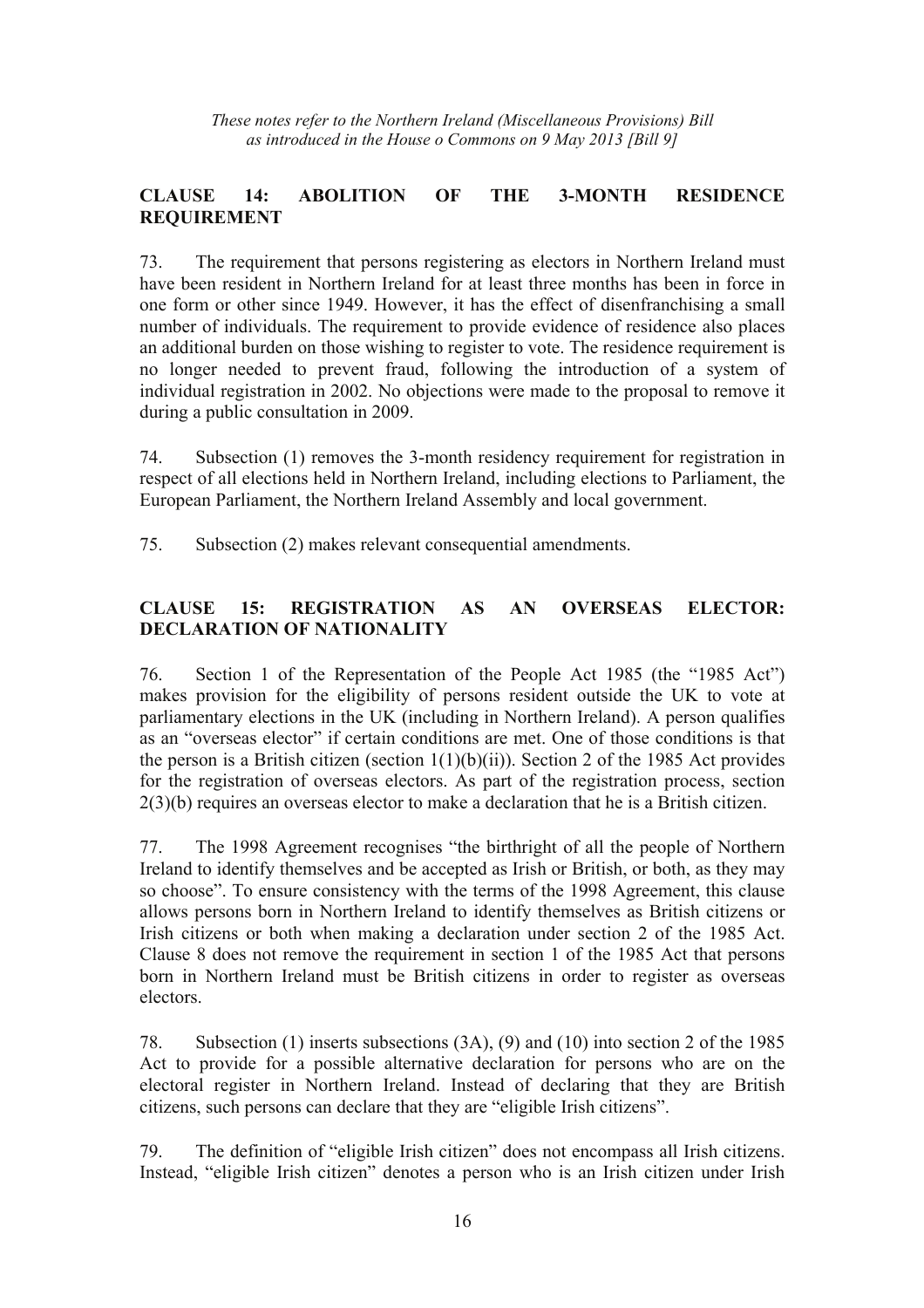## CLAUSE 14: ABOLITION OF THE 3-MONTH RESIDENCE REQUIREMENT

73. The requirement that persons registering as electors in Northern Ireland must have been resident in Northern Ireland for at least three months has been in force in one form or other since 1949. However, it has the effect of disenfranchising a small number of individuals. The requirement to provide evidence of residence also places an additional burden on those wishing to register to vote. The residence requirement is no longer needed to prevent fraud, following the introduction of a system of individual registration in 2002. No objections were made to the proposal to remove it during a public consultation in 2009.

74. Subsection (1) removes the 3-month residency requirement for registration in respect of all elections held in Northern Ireland, including elections to Parliament, the European Parliament, the Northern Ireland Assembly and local government.

75. Subsection (2) makes relevant consequential amendments.

## CLAUSE 15: REGISTRATION AS AN OVERSEAS ELECTOR: DECLARATION OF NATIONALITY

76. Section 1 of the Representation of the People Act 1985 (the "1985 Act") makes provision for the eligibility of persons resident outside the UK to vote at parliamentary elections in the UK (including in Northern Ireland). A person qualifies as an "overseas elector" if certain conditions are met. One of those conditions is that the person is a British citizen (section 1(1)(b)(ii)). Section 2 of the 1985 Act provides for the registration of overseas electors. As part of the registration process, section 2(3)(b) requires an overseas elector to make a declaration that he is a British citizen.

77. The 1998 Agreement recognises "the birthright of all the people of Northern Ireland to identify themselves and be accepted as Irish or British, or both, as they may so choose". To ensure consistency with the terms of the 1998 Agreement, this clause allows persons born in Northern Ireland to identify themselves as British citizens or Irish citizens or both when making a declaration under section 2 of the 1985 Act. Clause 8 does not remove the requirement in section 1 of the 1985 Act that persons born in Northern Ireland must be British citizens in order to register as overseas electors.

78. Subsection (1) inserts subsections (3A), (9) and (10) into section 2 of the 1985 Act to provide for a possible alternative declaration for persons who are on the electoral register in Northern Ireland. Instead of declaring that they are British citizens, such persons can declare that they are "eligible Irish citizens".

79. The definition of "eligible Irish citizen" does not encompass all Irish citizens. Instead, "eligible Irish citizen" denotes a person who is an Irish citizen under Irish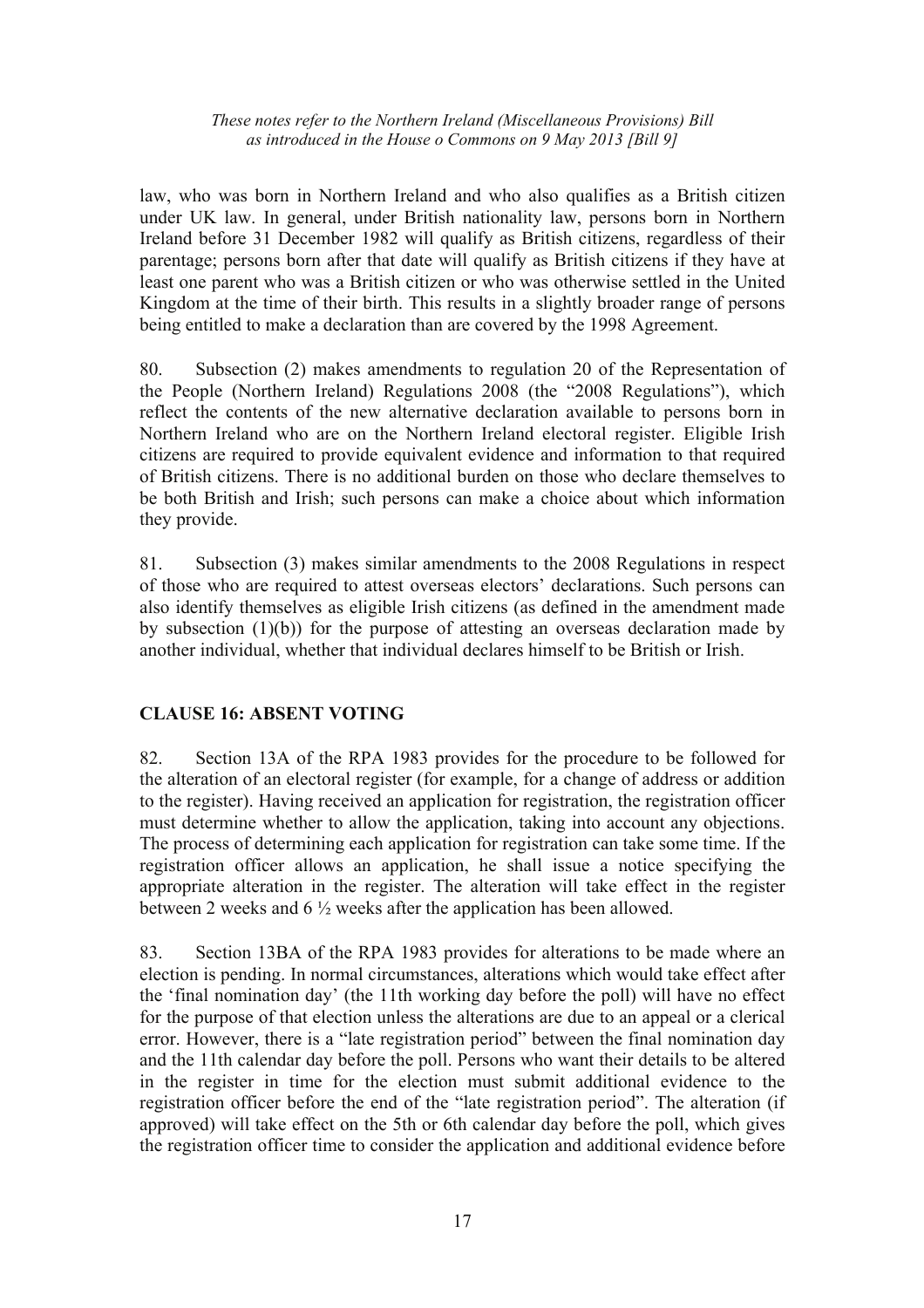law, who was born in Northern Ireland and who also qualifies as a British citizen under UK law. In general, under British nationality law, persons born in Northern Ireland before 31 December 1982 will qualify as British citizens, regardless of their parentage; persons born after that date will qualify as British citizens if they have at least one parent who was a British citizen or who was otherwise settled in the United Kingdom at the time of their birth. This results in a slightly broader range of persons being entitled to make a declaration than are covered by the 1998 Agreement.

80. Subsection (2) makes amendments to regulation 20 of the Representation of the People (Northern Ireland) Regulations 2008 (the "2008 Regulations"), which reflect the contents of the new alternative declaration available to persons born in Northern Ireland who are on the Northern Ireland electoral register. Eligible Irish citizens are required to provide equivalent evidence and information to that required of British citizens. There is no additional burden on those who declare themselves to be both British and Irish; such persons can make a choice about which information they provide.

81. Subsection (3) makes similar amendments to the 2008 Regulations in respect of those who are required to attest overseas electors' declarations. Such persons can also identify themselves as eligible Irish citizens (as defined in the amendment made by subsection (1)(b)) for the purpose of attesting an overseas declaration made by another individual, whether that individual declares himself to be British or Irish.

## CLAUSE 16: ABSENT VOTING

82. Section 13A of the RPA 1983 provides for the procedure to be followed for the alteration of an electoral register (for example, for a change of address or addition to the register). Having received an application for registration, the registration officer must determine whether to allow the application, taking into account any objections. The process of determining each application for registration can take some time. If the registration officer allows an application, he shall issue a notice specifying the appropriate alteration in the register. The alteration will take effect in the register between 2 weeks and 6 ½ weeks after the application has been allowed.

83. Section 13BA of the RPA 1983 provides for alterations to be made where an election is pending. In normal circumstances, alterations which would take effect after the 'final nomination day' (the 11th working day before the poll) will have no effect for the purpose of that election unless the alterations are due to an appeal or a clerical error. However, there is a "late registration period" between the final nomination day and the 11th calendar day before the poll. Persons who want their details to be altered in the register in time for the election must submit additional evidence to the registration officer before the end of the "late registration period". The alteration (if approved) will take effect on the 5th or 6th calendar day before the poll, which gives the registration officer time to consider the application and additional evidence before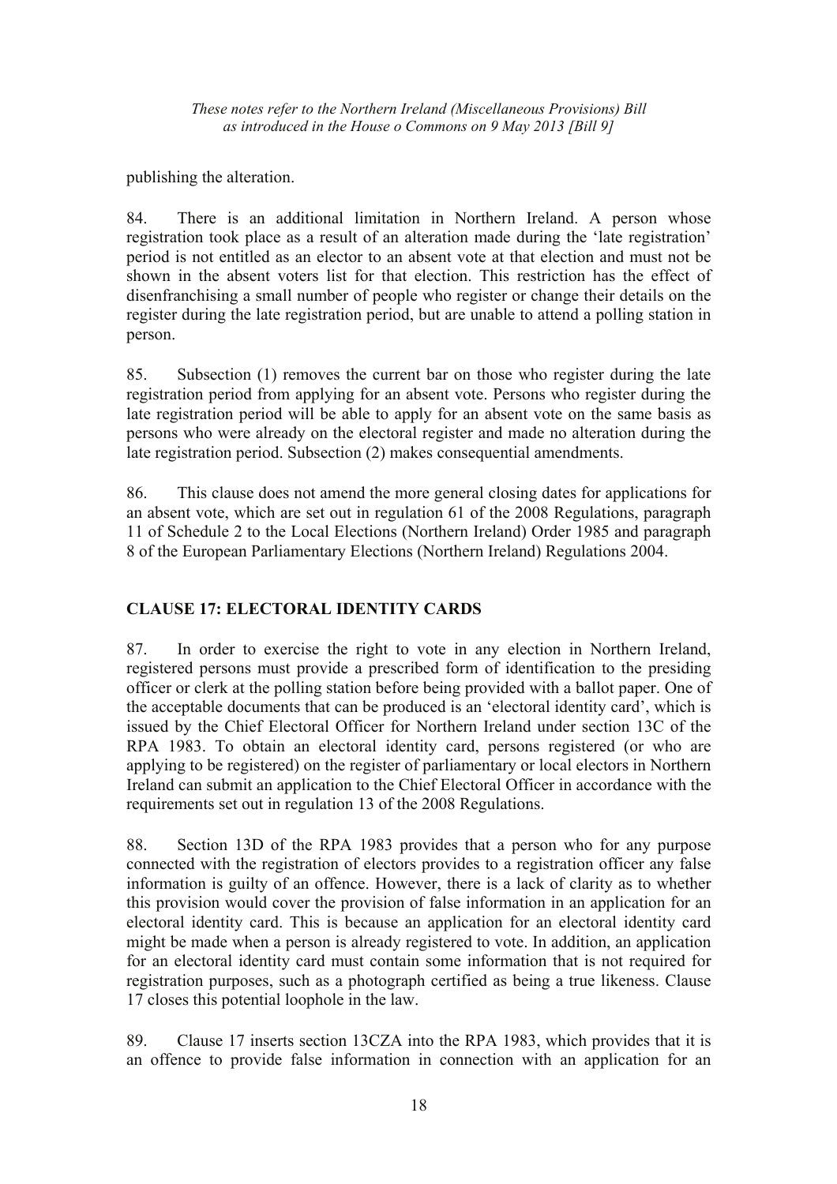publishing the alteration.

84. There is an additional limitation in Northern Ireland. A person whose registration took place as a result of an alteration made during the 'late registration' period is not entitled as an elector to an absent vote at that election and must not be shown in the absent voters list for that election. This restriction has the effect of disenfranchising a small number of people who register or change their details on the register during the late registration period, but are unable to attend a polling station in person.

85. Subsection (1) removes the current bar on those who register during the late registration period from applying for an absent vote. Persons who register during the late registration period will be able to apply for an absent vote on the same basis as persons who were already on the electoral register and made no alteration during the late registration period. Subsection (2) makes consequential amendments.

86. This clause does not amend the more general closing dates for applications for an absent vote, which are set out in regulation 61 of the 2008 Regulations, paragraph 11 of Schedule 2 to the Local Elections (Northern Ireland) Order 1985 and paragraph 8 of the European Parliamentary Elections (Northern Ireland) Regulations 2004.

## CLAUSE 17: ELECTORAL IDENTITY CARDS

87. In order to exercise the right to vote in any election in Northern Ireland, registered persons must provide a prescribed form of identification to the presiding officer or clerk at the polling station before being provided with a ballot paper. One of the acceptable documents that can be produced is an 'electoral identity card', which is issued by the Chief Electoral Officer for Northern Ireland under section 13C of the RPA 1983. To obtain an electoral identity card, persons registered (or who are applying to be registered) on the register of parliamentary or local electors in Northern Ireland can submit an application to the Chief Electoral Officer in accordance with the requirements set out in regulation 13 of the 2008 Regulations.

88. Section 13D of the RPA 1983 provides that a person who for any purpose connected with the registration of electors provides to a registration officer any false information is guilty of an offence. However, there is a lack of clarity as to whether this provision would cover the provision of false information in an application for an electoral identity card. This is because an application for an electoral identity card might be made when a person is already registered to vote. In addition, an application for an electoral identity card must contain some information that is not required for registration purposes, such as a photograph certified as being a true likeness. Clause 17 closes this potential loophole in the law.

89. Clause 17 inserts section 13CZA into the RPA 1983, which provides that it is an offence to provide false information in connection with an application for an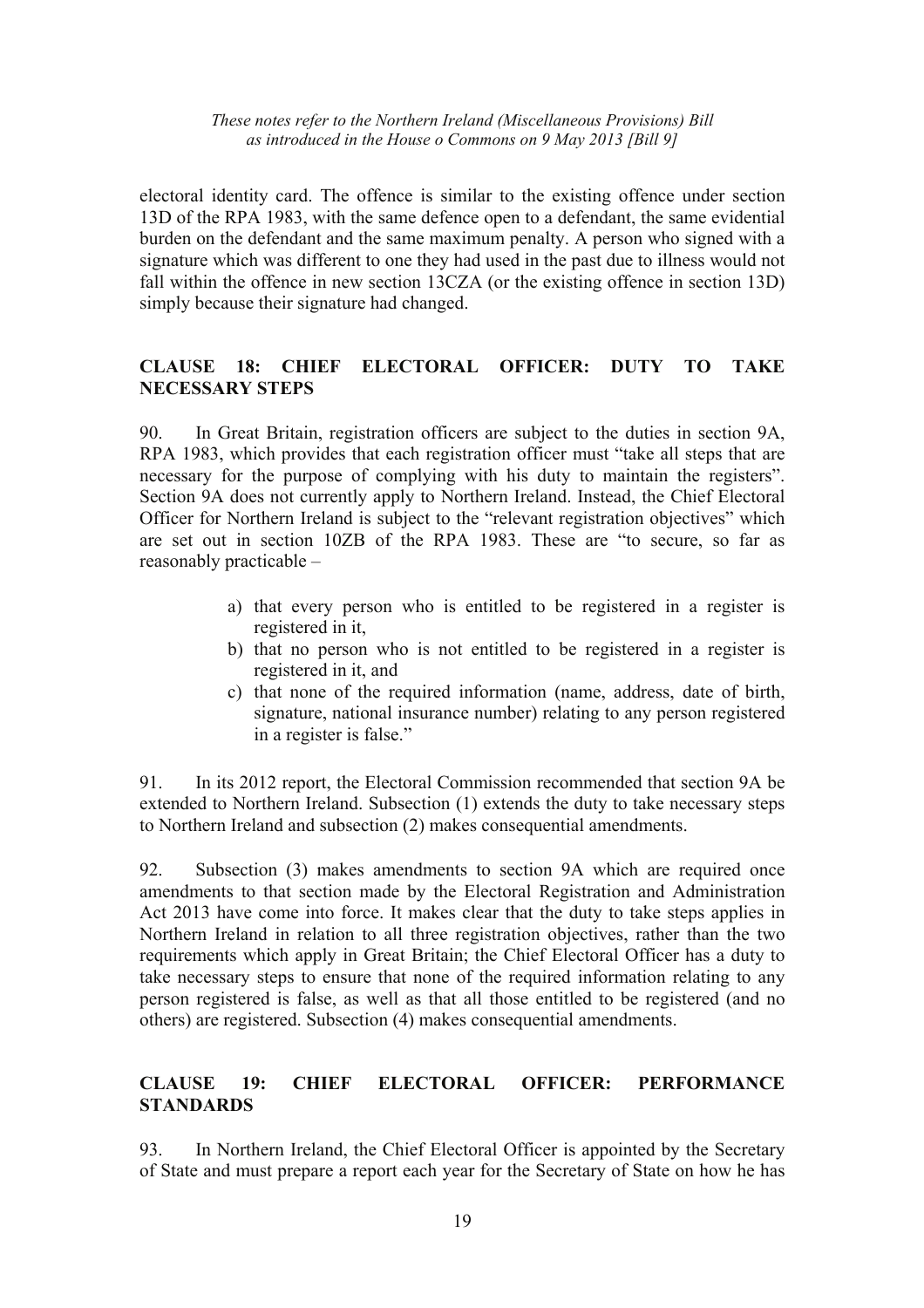electoral identity card. The offence is similar to the existing offence under section 13D of the RPA 1983, with the same defence open to a defendant, the same evidential burden on the defendant and the same maximum penalty. A person who signed with a signature which was different to one they had used in the past due to illness would not fall within the offence in new section 13CZA (or the existing offence in section 13D) simply because their signature had changed.

## CLAUSE 18: CHIEF ELECTORAL OFFICER: DUTY TO TAKE NECESSARY STEPS

90. In Great Britain, registration officers are subject to the duties in section 9A, RPA 1983, which provides that each registration officer must "take all steps that are necessary for the purpose of complying with his duty to maintain the registers". Section 9A does not currently apply to Northern Ireland. Instead, the Chief Electoral Officer for Northern Ireland is subject to the "relevant registration objectives" which are set out in section 10ZB of the RPA 1983. These are "to secure, so far as reasonably practicable –

a) that every person who is entitled to be registered in a register is registered in it,
b) that no person who is not entitled to be registered in a register is registered in it, and
c) that none of the required information (name, address, date of birth, signature, national insurance number) relating to any person registered in a register is false."

91. In its 2012 report, the Electoral Commission recommended that section 9A be extended to Northern Ireland. Subsection (1) extends the duty to take necessary steps to Northern Ireland and subsection (2) makes consequential amendments.

92. Subsection (3) makes amendments to section 9A which are required once amendments to that section made by the Electoral Registration and Administration Act 2013 have come into force. It makes clear that the duty to take steps applies in Northern Ireland in relation to all three registration objectives, rather than the two requirements which apply in Great Britain; the Chief Electoral Officer has a duty to take necessary steps to ensure that none of the required information relating to any person registered is false, as well as that all those entitled to be registered (and no others) are registered. Subsection (4) makes consequential amendments.

## CLAUSE 19: CHIEF ELECTORAL OFFICER: PERFORMANCE STANDARDS

93. In Northern Ireland, the Chief Electoral Officer is appointed by the Secretary of State and must prepare a report each year for the Secretary of State on how he has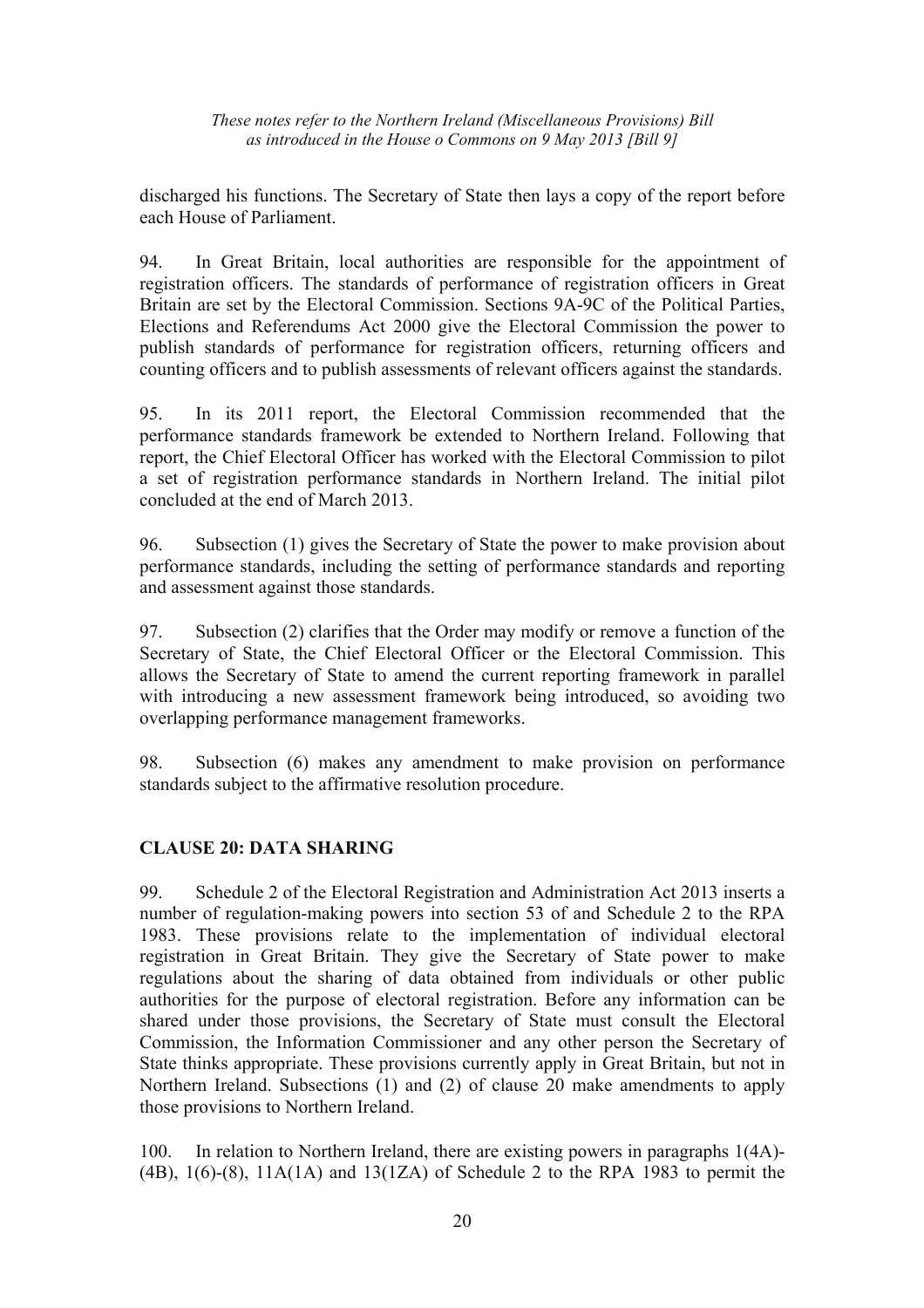discharged his functions. The Secretary of State then lays a copy of the report before each House of Parliament.

94. In Great Britain, local authorities are responsible for the appointment of registration officers. The standards of performance of registration officers in Great Britain are set by the Electoral Commission. Sections 9A-9C of the Political Parties, Elections and Referendums Act 2000 give the Electoral Commission the power to publish standards of performance for registration officers, returning officers and counting officers and to publish assessments of relevant officers against the standards.

95. In its 2011 report, the Electoral Commission recommended that the performance standards framework be extended to Northern Ireland. Following that report, the Chief Electoral Officer has worked with the Electoral Commission to pilot a set of registration performance standards in Northern Ireland. The initial pilot concluded at the end of March 2013.

96. Subsection (1) gives the Secretary of State the power to make provision about performance standards, including the setting of performance standards and reporting and assessment against those standards.

97. Subsection (2) clarifies that the Order may modify or remove a function of the Secretary of State, the Chief Electoral Officer or the Electoral Commission. This allows the Secretary of State to amend the current reporting framework in parallel with introducing a new assessment framework being introduced, so avoiding two overlapping performance management frameworks.

98. Subsection (6) makes any amendment to make provision on performance standards subject to the affirmative resolution procedure.

## CLAUSE 20: DATA SHARING

99. Schedule 2 of the Electoral Registration and Administration Act 2013 inserts a number of regulation-making powers into section 53 of and Schedule 2 to the RPA 1983. These provisions relate to the implementation of individual electoral registration in Great Britain. They give the Secretary of State power to make regulations about the sharing of data obtained from individuals or other public authorities for the purpose of electoral registration. Before any information can be shared under those provisions, the Secretary of State must consult the Electoral Commission, the Information Commissioner and any other person the Secretary of State thinks appropriate. These provisions currently apply in Great Britain, but not in Northern Ireland. Subsections (1) and (2) of clause 20 make amendments to apply those provisions to Northern Ireland.

100. In relation to Northern Ireland, there are existing powers in paragraphs 1(4A)-(4B), 1(6)-(8), 11A(1A) and 13(1ZA) of Schedule 2 to the RPA 1983 to permit the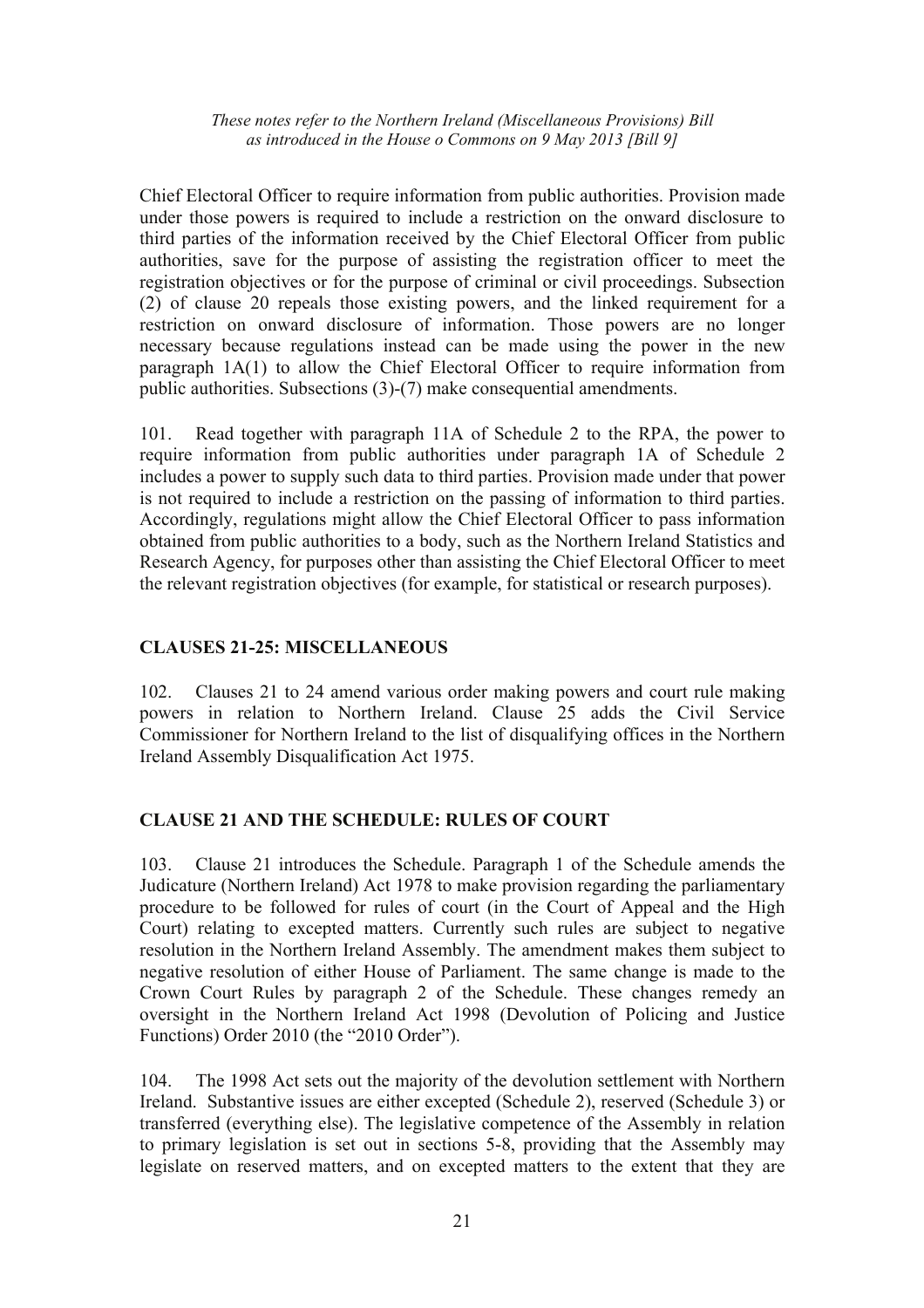Chief Electoral Officer to require information from public authorities. Provision made under those powers is required to include a restriction on the onward disclosure to third parties of the information received by the Chief Electoral Officer from public authorities, save for the purpose of assisting the registration officer to meet the registration objectives or for the purpose of criminal or civil proceedings. Subsection (2) of clause 20 repeals those existing powers, and the linked requirement for a restriction on onward disclosure of information. Those powers are no longer necessary because regulations instead can be made using the power in the new paragraph 1A(1) to allow the Chief Electoral Officer to require information from public authorities. Subsections (3)-(7) make consequential amendments.

101. Read together with paragraph 11A of Schedule 2 to the RPA, the power to require information from public authorities under paragraph 1A of Schedule 2 includes a power to supply such data to third parties. Provision made under that power is not required to include a restriction on the passing of information to third parties. Accordingly, regulations might allow the Chief Electoral Officer to pass information obtained from public authorities to a body, such as the Northern Ireland Statistics and Research Agency, for purposes other than assisting the Chief Electoral Officer to meet the relevant registration objectives (for example, for statistical or research purposes).

## CLAUSES 21-25: MISCELLANEOUS

102. Clauses 21 to 24 amend various order making powers and court rule making powers in relation to Northern Ireland. Clause 25 adds the Civil Service Commissioner for Northern Ireland to the list of disqualifying offices in the Northern Ireland Assembly Disqualification Act 1975.

## CLAUSE 21 AND THE SCHEDULE: RULES OF COURT

103. Clause 21 introduces the Schedule. Paragraph 1 of the Schedule amends the Judicature (Northern Ireland) Act 1978 to make provision regarding the parliamentary procedure to be followed for rules of court (in the Court of Appeal and the High Court) relating to excepted matters. Currently such rules are subject to negative resolution in the Northern Ireland Assembly. The amendment makes them subject to negative resolution of either House of Parliament. The same change is made to the Crown Court Rules by paragraph 2 of the Schedule. These changes remedy an oversight in the Northern Ireland Act 1998 (Devolution of Policing and Justice Functions) Order 2010 (the "2010 Order").

104. The 1998 Act sets out the majority of the devolution settlement with Northern Ireland. Substantive issues are either excepted (Schedule 2), reserved (Schedule 3) or transferred (everything else). The legislative competence of the Assembly in relation to primary legislation is set out in sections 5-8, providing that the Assembly may legislate on reserved matters, and on excepted matters to the extent that they are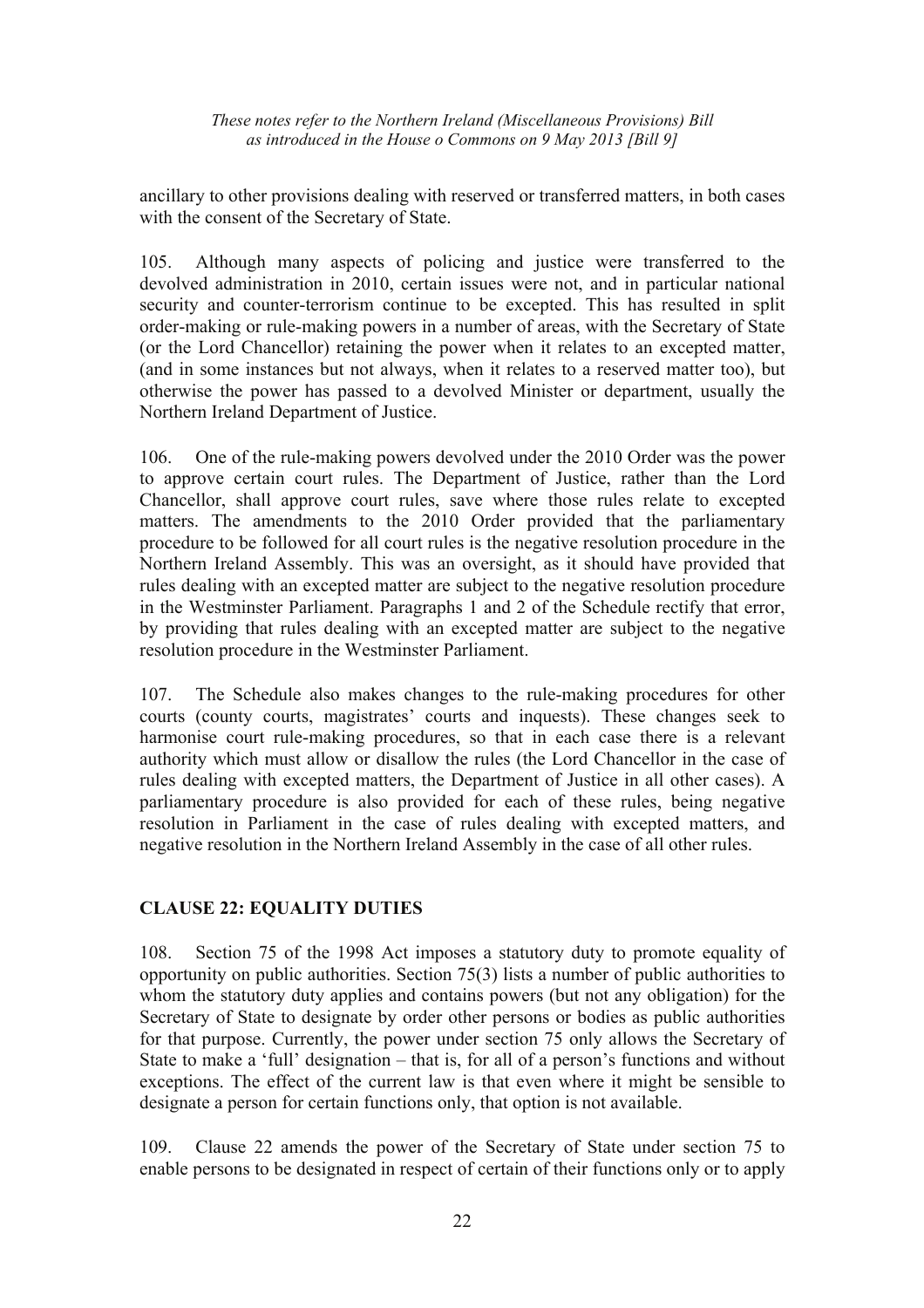ancillary to other provisions dealing with reserved or transferred matters, in both cases with the consent of the Secretary of State.

105. Although many aspects of policing and justice were transferred to the devolved administration in 2010, certain issues were not, and in particular national security and counter-terrorism continue to be excepted. This has resulted in split order-making or rule-making powers in a number of areas, with the Secretary of State (or the Lord Chancellor) retaining the power when it relates to an excepted matter, (and in some instances but not always, when it relates to a reserved matter too), but otherwise the power has passed to a devolved Minister or department, usually the Northern Ireland Department of Justice.

106. One of the rule-making powers devolved under the 2010 Order was the power to approve certain court rules. The Department of Justice, rather than the Lord Chancellor, shall approve court rules, save where those rules relate to excepted matters. The amendments to the 2010 Order provided that the parliamentary procedure to be followed for all court rules is the negative resolution procedure in the Northern Ireland Assembly. This was an oversight, as it should have provided that rules dealing with an excepted matter are subject to the negative resolution procedure in the Westminster Parliament. Paragraphs 1 and 2 of the Schedule rectify that error, by providing that rules dealing with an excepted matter are subject to the negative resolution procedure in the Westminster Parliament.

107. The Schedule also makes changes to the rule-making procedures for other courts (county courts, magistrates' courts and inquests). These changes seek to harmonise court rule-making procedures, so that in each case there is a relevant authority which must allow or disallow the rules (the Lord Chancellor in the case of rules dealing with excepted matters, the Department of Justice in all other cases). A parliamentary procedure is also provided for each of these rules, being negative resolution in Parliament in the case of rules dealing with excepted matters, and negative resolution in the Northern Ireland Assembly in the case of all other rules.

## CLAUSE 22: EQUALITY DUTIES

108. Section 75 of the 1998 Act imposes a statutory duty to promote equality of opportunity on public authorities. Section 75(3) lists a number of public authorities to whom the statutory duty applies and contains powers (but not any obligation) for the Secretary of State to designate by order other persons or bodies as public authorities for that purpose. Currently, the power under section 75 only allows the Secretary of State to make a 'full' designation – that is, for all of a person's functions and without exceptions. The effect of the current law is that even where it might be sensible to designate a person for certain functions only, that option is not available.

109. Clause 22 amends the power of the Secretary of State under section 75 to enable persons to be designated in respect of certain of their functions only or to apply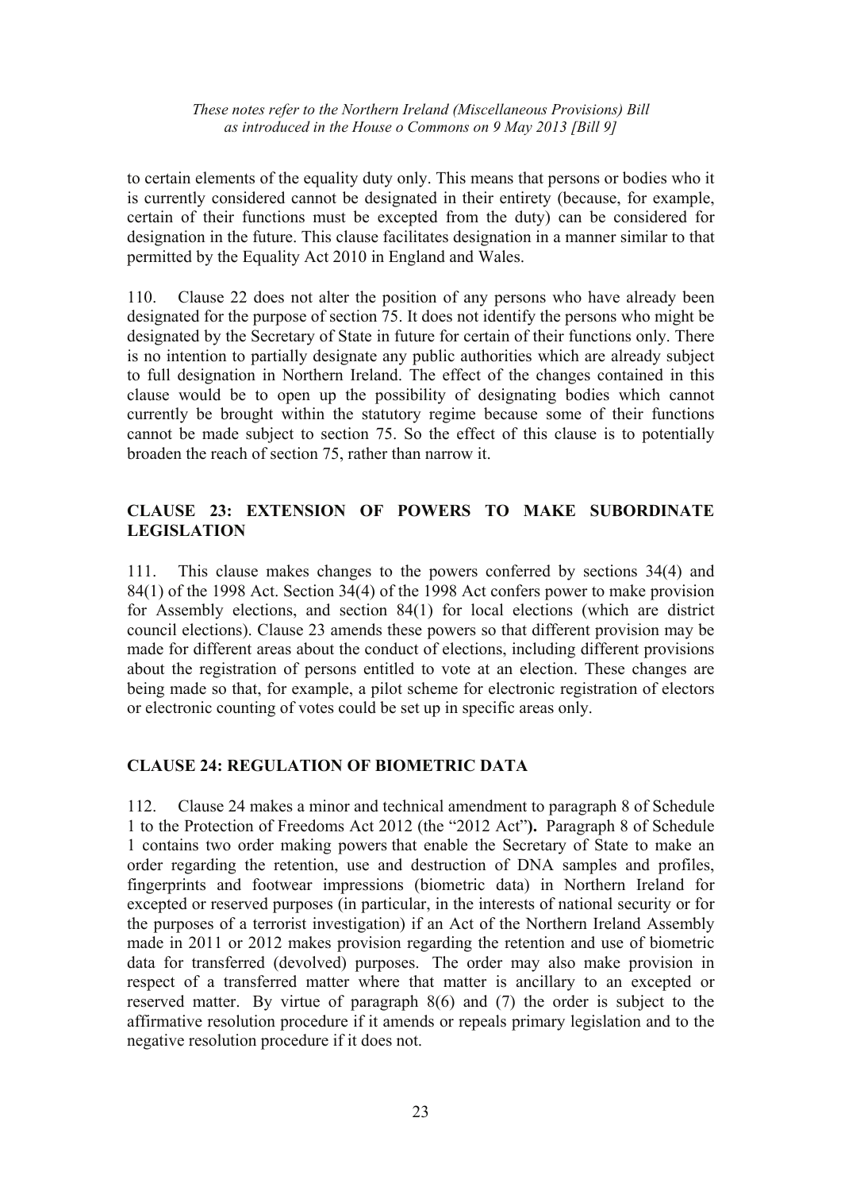to certain elements of the equality duty only. This means that persons or bodies who it is currently considered cannot be designated in their entirety (because, for example, certain of their functions must be excepted from the duty) can be considered for designation in the future. This clause facilitates designation in a manner similar to that permitted by the Equality Act 2010 in England and Wales.

110. Clause 22 does not alter the position of any persons who have already been designated for the purpose of section 75. It does not identify the persons who might be designated by the Secretary of State in future for certain of their functions only. There is no intention to partially designate any public authorities which are already subject to full designation in Northern Ireland. The effect of the changes contained in this clause would be to open up the possibility of designating bodies which cannot currently be brought within the statutory regime because some of their functions cannot be made subject to section 75. So the effect of this clause is to potentially broaden the reach of section 75, rather than narrow it.

## CLAUSE 23: EXTENSION OF POWERS TO MAKE SUBORDINATE LEGISLATION

111. This clause makes changes to the powers conferred by sections 34(4) and 84(1) of the 1998 Act. Section 34(4) of the 1998 Act confers power to make provision for Assembly elections, and section 84(1) for local elections (which are district council elections). Clause 23 amends these powers so that different provision may be made for different areas about the conduct of elections, including different provisions about the registration of persons entitled to vote at an election. These changes are being made so that, for example, a pilot scheme for electronic registration of electors or electronic counting of votes could be set up in specific areas only.

## CLAUSE 24: REGULATION OF BIOMETRIC DATA

112. Clause 24 makes a minor and technical amendment to paragraph 8 of Schedule 1 to the Protection of Freedoms Act 2012 (the "2012 Act"**).** Paragraph 8 of Schedule 1 contains two order making powers that enable the Secretary of State to make an order regarding the retention, use and destruction of DNA samples and profiles, fingerprints and footwear impressions (biometric data) in Northern Ireland for excepted or reserved purposes (in particular, in the interests of national security or for the purposes of a terrorist investigation) if an Act of the Northern Ireland Assembly made in 2011 or 2012 makes provision regarding the retention and use of biometric data for transferred (devolved) purposes. The order may also make provision in respect of a transferred matter where that matter is ancillary to an excepted or reserved matter. By virtue of paragraph 8(6) and (7) the order is subject to the affirmative resolution procedure if it amends or repeals primary legislation and to the negative resolution procedure if it does not.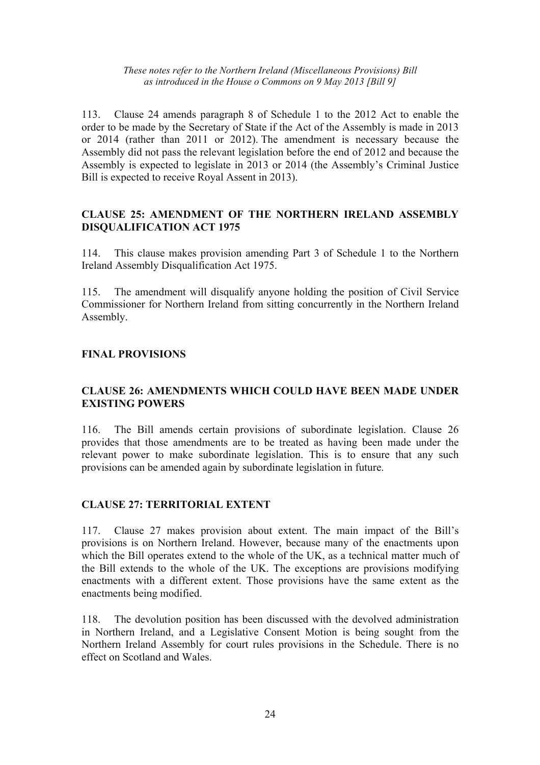113. Clause 24 amends paragraph 8 of Schedule 1 to the 2012 Act to enable the order to be made by the Secretary of State if the Act of the Assembly is made in 2013 or 2014 (rather than 2011 or 2012). The amendment is necessary because the Assembly did not pass the relevant legislation before the end of 2012 and because the Assembly is expected to legislate in 2013 or 2014 (the Assembly's Criminal Justice Bill is expected to receive Royal Assent in 2013).

### CLAUSE 25: AMENDMENT OF THE NORTHERN IRELAND ASSEMBLY DISQUALIFICATION ACT 1975

114. This clause makes provision amending Part 3 of Schedule 1 to the Northern Ireland Assembly Disqualification Act 1975.

115. The amendment will disqualify anyone holding the position of Civil Service Commissioner for Northern Ireland from sitting concurrently in the Northern Ireland Assembly.

## FINAL PROVISIONS

### CLAUSE 26: AMENDMENTS WHICH COULD HAVE BEEN MADE UNDER EXISTING POWERS

116. The Bill amends certain provisions of subordinate legislation. Clause 26 provides that those amendments are to be treated as having been made under the relevant power to make subordinate legislation. This is to ensure that any such provisions can be amended again by subordinate legislation in future.

### CLAUSE 27: TERRITORIAL EXTENT

117. Clause 27 makes provision about extent. The main impact of the Bill's provisions is on Northern Ireland. However, because many of the enactments upon which the Bill operates extend to the whole of the UK, as a technical matter much of the Bill extends to the whole of the UK. The exceptions are provisions modifying enactments with a different extent. Those provisions have the same extent as the enactments being modified.

118. The devolution position has been discussed with the devolved administration in Northern Ireland, and a Legislative Consent Motion is being sought from the Northern Ireland Assembly for court rules provisions in the Schedule. There is no effect on Scotland and Wales.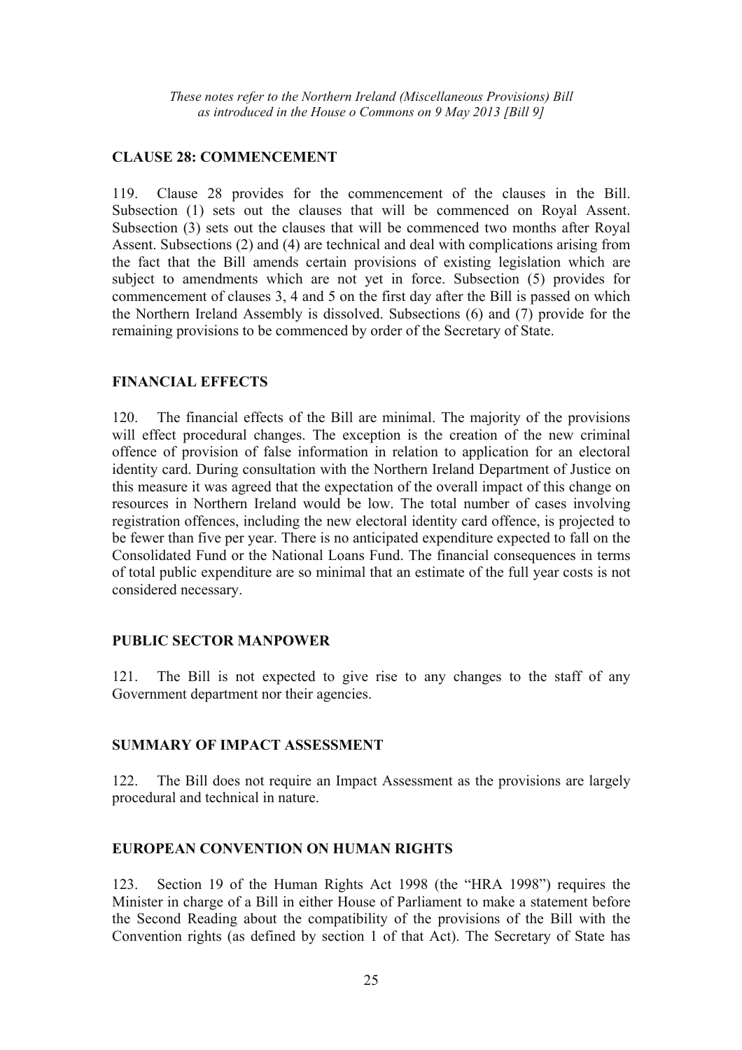## CLAUSE 28: COMMENCEMENT

119. Clause 28 provides for the commencement of the clauses in the Bill. Subsection (1) sets out the clauses that will be commenced on Royal Assent. Subsection (3) sets out the clauses that will be commenced two months after Royal Assent. Subsections (2) and (4) are technical and deal with complications arising from the fact that the Bill amends certain provisions of existing legislation which are subject to amendments which are not yet in force. Subsection (5) provides for commencement of clauses 3, 4 and 5 on the first day after the Bill is passed on which the Northern Ireland Assembly is dissolved. Subsections (6) and (7) provide for the remaining provisions to be commenced by order of the Secretary of State.

## FINANCIAL EFFECTS

120. The financial effects of the Bill are minimal. The majority of the provisions will effect procedural changes. The exception is the creation of the new criminal offence of provision of false information in relation to application for an electoral identity card. During consultation with the Northern Ireland Department of Justice on this measure it was agreed that the expectation of the overall impact of this change on resources in Northern Ireland would be low. The total number of cases involving registration offences, including the new electoral identity card offence, is projected to be fewer than five per year. There is no anticipated expenditure expected to fall on the Consolidated Fund or the National Loans Fund. The financial consequences in terms of total public expenditure are so minimal that an estimate of the full year costs is not considered necessary.

## PUBLIC SECTOR MANPOWER

121. The Bill is not expected to give rise to any changes to the staff of any Government department nor their agencies.

## SUMMARY OF IMPACT ASSESSMENT

122. The Bill does not require an Impact Assessment as the provisions are largely procedural and technical in nature.

## EUROPEAN CONVENTION ON HUMAN RIGHTS

123. Section 19 of the Human Rights Act 1998 (the "HRA 1998") requires the Minister in charge of a Bill in either House of Parliament to make a statement before the Second Reading about the compatibility of the provisions of the Bill with the Convention rights (as defined by section 1 of that Act). The Secretary of State has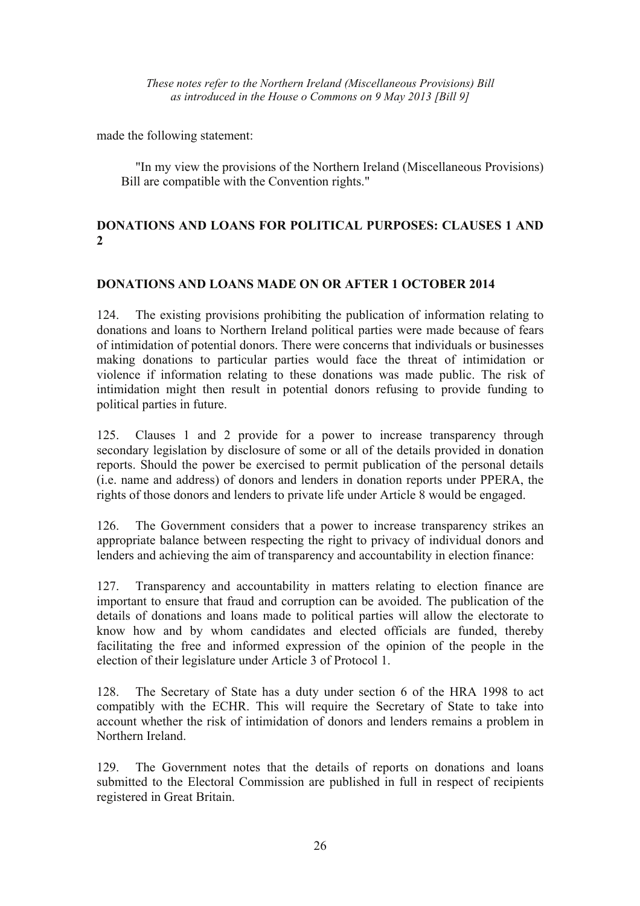made the following statement:

> "In my view the provisions of the Northern Ireland (Miscellaneous Provisions) Bill are compatible with the Convention rights."

## DONATIONS AND LOANS FOR POLITICAL PURPOSES: CLAUSES 1 AND 2

## DONATIONS AND LOANS MADE ON OR AFTER 1 OCTOBER 2014

124. The existing provisions prohibiting the publication of information relating to donations and loans to Northern Ireland political parties were made because of fears of intimidation of potential donors. There were concerns that individuals or businesses making donations to particular parties would face the threat of intimidation or violence if information relating to these donations was made public. The risk of intimidation might then result in potential donors refusing to provide funding to political parties in future.

125. Clauses 1 and 2 provide for a power to increase transparency through secondary legislation by disclosure of some or all of the details provided in donation reports. Should the power be exercised to permit publication of the personal details (i.e. name and address) of donors and lenders in donation reports under PPERA, the rights of those donors and lenders to private life under Article 8 would be engaged.

126. The Government considers that a power to increase transparency strikes an appropriate balance between respecting the right to privacy of individual donors and lenders and achieving the aim of transparency and accountability in election finance:

127. Transparency and accountability in matters relating to election finance are important to ensure that fraud and corruption can be avoided. The publication of the details of donations and loans made to political parties will allow the electorate to know how and by whom candidates and elected officials are funded, thereby facilitating the free and informed expression of the opinion of the people in the election of their legislature under Article 3 of Protocol 1.

128. The Secretary of State has a duty under section 6 of the HRA 1998 to act compatibly with the ECHR. This will require the Secretary of State to take into account whether the risk of intimidation of donors and lenders remains a problem in Northern Ireland.

129. The Government notes that the details of reports on donations and loans submitted to the Electoral Commission are published in full in respect of recipients registered in Great Britain.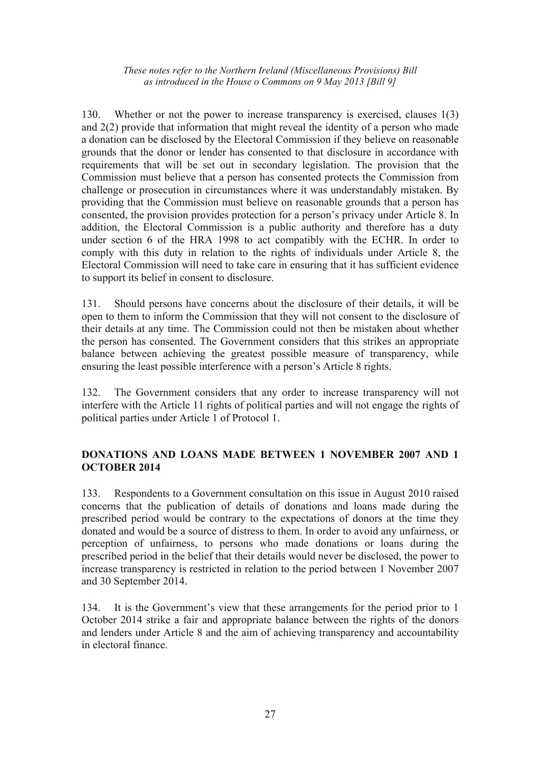130. Whether or not the power to increase transparency is exercised, clauses 1(3) and 2(2) provide that information that might reveal the identity of a person who made a donation can be disclosed by the Electoral Commission if they believe on reasonable grounds that the donor or lender has consented to that disclosure in accordance with requirements that will be set out in secondary legislation. The provision that the Commission must believe that a person has consented protects the Commission from challenge or prosecution in circumstances where it was understandably mistaken. By providing that the Commission must believe on reasonable grounds that a person has consented, the provision provides protection for a person's privacy under Article 8. In addition, the Electoral Commission is a public authority and therefore has a duty under section 6 of the HRA 1998 to act compatibly with the ECHR. In order to comply with this duty in relation to the rights of individuals under Article 8, the Electoral Commission will need to take care in ensuring that it has sufficient evidence to support its belief in consent to disclosure.

131. Should persons have concerns about the disclosure of their details, it will be open to them to inform the Commission that they will not consent to the disclosure of their details at any time. The Commission could not then be mistaken about whether the person has consented. The Government considers that this strikes an appropriate balance between achieving the greatest possible measure of transparency, while ensuring the least possible interference with a person's Article 8 rights.

132. The Government considers that any order to increase transparency will not interfere with the Article 11 rights of political parties and will not engage the rights of political parties under Article 1 of Protocol 1.

**DONATIONS AND LOANS MADE BETWEEN 1 NOVEMBER 2007 AND 1 OCTOBER 2014**

133. Respondents to a Government consultation on this issue in August 2010 raised concerns that the publication of details of donations and loans made during the prescribed period would be contrary to the expectations of donors at the time they donated and would be a source of distress to them. In order to avoid any unfairness, or perception of unfairness, to persons who made donations or loans during the prescribed period in the belief that their details would never be disclosed, the power to increase transparency is restricted in relation to the period between 1 November 2007 and 30 September 2014.

134. It is the Government's view that these arrangements for the period prior to 1 October 2014 strike a fair and appropriate balance between the rights of the donors and lenders under Article 8 and the aim of achieving transparency and accountability in electoral finance.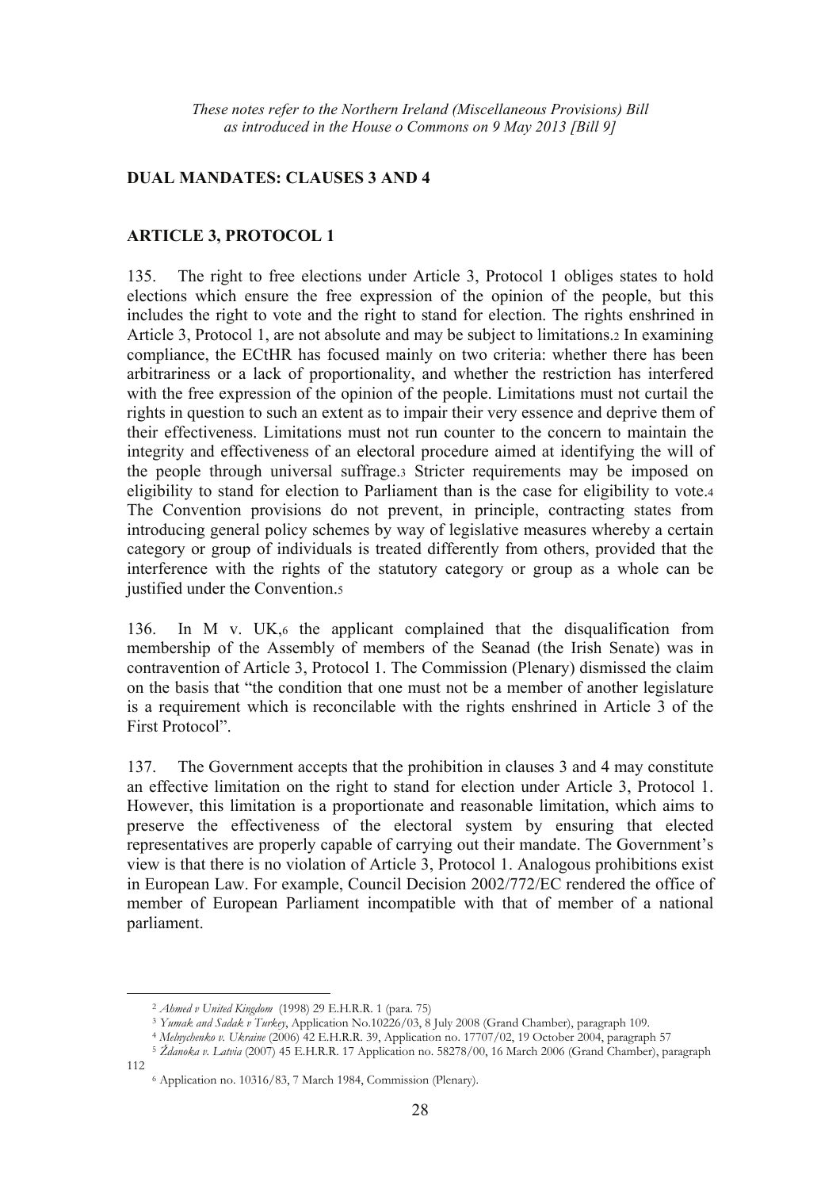## DUAL MANDATES: CLAUSES 3 AND 4

## ARTICLE 3, PROTOCOL 1

135. The right to free elections under Article 3, Protocol 1 obliges states to hold elections which ensure the free expression of the opinion of the people, but this includes the right to vote and the right to stand for election. The rights enshrined in Article 3, Protocol 1, are not absolute and may be subject to limitations.[2] In examining compliance, the ECtHR has focused mainly on two criteria: whether there has been arbitrariness or a lack of proportionality, and whether the restriction has interfered with the free expression of the opinion of the people. Limitations must not curtail the rights in question to such an extent as to impair their very essence and deprive them of their effectiveness. Limitations must not run counter to the concern to maintain the integrity and effectiveness of an electoral procedure aimed at identifying the will of the people through universal suffrage.[3] Stricter requirements may be imposed on eligibility to stand for election to Parliament than is the case for eligibility to vote.[4] The Convention provisions do not prevent, in principle, contracting states from introducing general policy schemes by way of legislative measures whereby a certain category or group of individuals is treated differently from others, provided that the interference with the rights of the statutory category or group as a whole can be justified under the Convention.[5]

136. In M v. UK,[6] the applicant complained that the disqualification from membership of the Assembly of members of the Seanad (the Irish Senate) was in contravention of Article 3, Protocol 1. The Commission (Plenary) dismissed the claim on the basis that "the condition that one must not be a member of another legislature is a requirement which is reconcilable with the rights enshrined in Article 3 of the First Protocol".

137. The Government accepts that the prohibition in clauses 3 and 4 may constitute an effective limitation on the right to stand for election under Article 3, Protocol 1. However, this limitation is a proportionate and reasonable limitation, which aims to preserve the effectiveness of the electoral system by ensuring that elected representatives are properly capable of carrying out their mandate. The Government's view is that there is no violation of Article 3, Protocol 1. Analogous prohibitions exist in European Law. For example, Council Decision 2002/772/EC rendered the office of member of European Parliament incompatible with that of member of a national parliament.

---

[2] *Ahmed v United Kingdom* (1998) 29 E.H.R.R. 1 (para. 75)

[3] *Yumak and Sadak v Turkey*, Application No.10226/03, 8 July 2008 (Grand Chamber), paragraph 109.

[4] *Melnychenko v. Ukraine* (2006) 42 E.H.R.R. 39, Application no. 17707/02, 19 October 2004, paragraph 57

[5] *Ždanoka v. Latvia* (2007) 45 E.H.R.R. 17 Application no. 58278/00, 16 March 2006 (Grand Chamber), paragraph 112

[6] Application no. 10316/83, 7 March 1984, Commission (Plenary).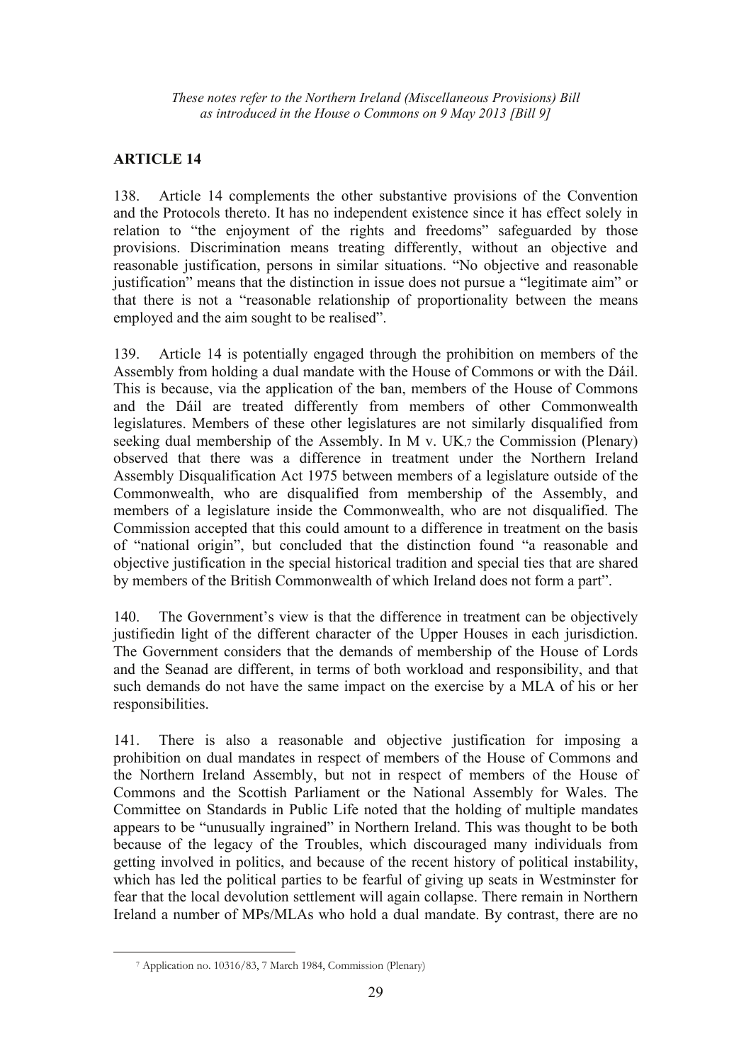## ARTICLE 14

138. Article 14 complements the other substantive provisions of the Convention and the Protocols thereto. It has no independent existence since it has effect solely in relation to "the enjoyment of the rights and freedoms" safeguarded by those provisions. Discrimination means treating differently, without an objective and reasonable justification, persons in similar situations. "No objective and reasonable justification" means that the distinction in issue does not pursue a "legitimate aim" or that there is not a "reasonable relationship of proportionality between the means employed and the aim sought to be realised".

139. Article 14 is potentially engaged through the prohibition on members of the Assembly from holding a dual mandate with the House of Commons or with the Dáil. This is because, via the application of the ban, members of the House of Commons and the Dáil are treated differently from members of other Commonwealth legislatures. Members of these other legislatures are not similarly disqualified from seeking dual membership of the Assembly. In M v. UK,[7] the Commission (Plenary) observed that there was a difference in treatment under the Northern Ireland Assembly Disqualification Act 1975 between members of a legislature outside of the Commonwealth, who are disqualified from membership of the Assembly, and members of a legislature inside the Commonwealth, who are not disqualified. The Commission accepted that this could amount to a difference in treatment on the basis of "national origin", but concluded that the distinction found "a reasonable and objective justification in the special historical tradition and special ties that are shared by members of the British Commonwealth of which Ireland does not form a part".

140. The Government's view is that the difference in treatment can be objectively justifiedin light of the different character of the Upper Houses in each jurisdiction. The Government considers that the demands of membership of the House of Lords and the Seanad are different, in terms of both workload and responsibility, and that such demands do not have the same impact on the exercise by a MLA of his or her responsibilities.

141. There is also a reasonable and objective justification for imposing a prohibition on dual mandates in respect of members of the House of Commons and the Northern Ireland Assembly, but not in respect of members of the House of Commons and the Scottish Parliament or the National Assembly for Wales. The Committee on Standards in Public Life noted that the holding of multiple mandates appears to be "unusually ingrained" in Northern Ireland. This was thought to be both because of the legacy of the Troubles, which discouraged many individuals from getting involved in politics, and because of the recent history of political instability, which has led the political parties to be fearful of giving up seats in Westminster for fear that the local devolution settlement will again collapse. There remain in Northern Ireland a number of MPs/MLAs who hold a dual mandate. By contrast, there are no

[7] Application no. 10316/83, 7 March 1984, Commission (Plenary)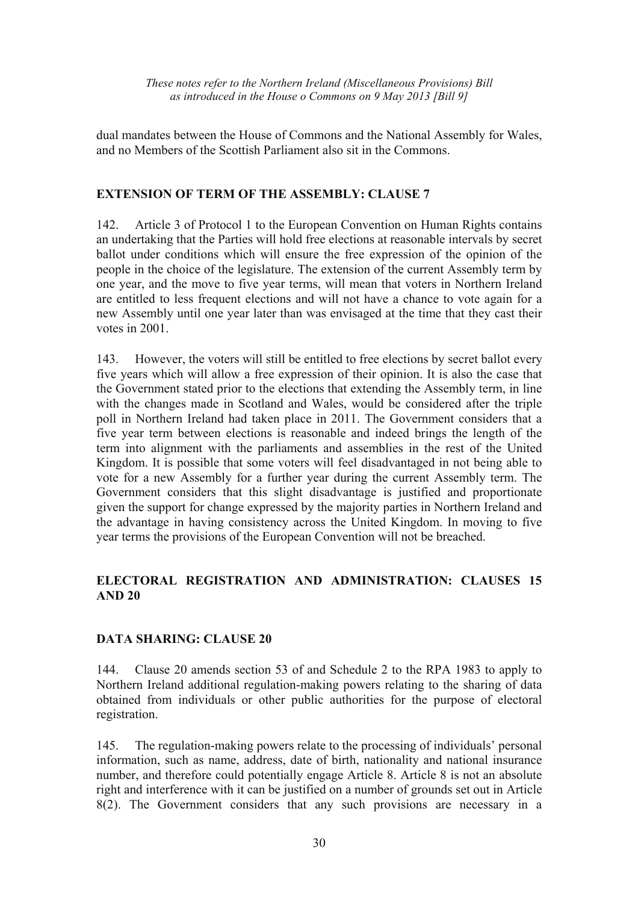dual mandates between the House of Commons and the National Assembly for Wales, and no Members of the Scottish Parliament also sit in the Commons.

## EXTENSION OF TERM OF THE ASSEMBLY: CLAUSE 7

142. Article 3 of Protocol 1 to the European Convention on Human Rights contains an undertaking that the Parties will hold free elections at reasonable intervals by secret ballot under conditions which will ensure the free expression of the opinion of the people in the choice of the legislature. The extension of the current Assembly term by one year, and the move to five year terms, will mean that voters in Northern Ireland are entitled to less frequent elections and will not have a chance to vote again for a new Assembly until one year later than was envisaged at the time that they cast their votes in 2001.

143. However, the voters will still be entitled to free elections by secret ballot every five years which will allow a free expression of their opinion. It is also the case that the Government stated prior to the elections that extending the Assembly term, in line with the changes made in Scotland and Wales, would be considered after the triple poll in Northern Ireland had taken place in 2011. The Government considers that a five year term between elections is reasonable and indeed brings the length of the term into alignment with the parliaments and assemblies in the rest of the United Kingdom. It is possible that some voters will feel disadvantaged in not being able to vote for a new Assembly for a further year during the current Assembly term. The Government considers that this slight disadvantage is justified and proportionate given the support for change expressed by the majority parties in Northern Ireland and the advantage in having consistency across the United Kingdom. In moving to five year terms the provisions of the European Convention will not be breached.

## ELECTORAL REGISTRATION AND ADMINISTRATION: CLAUSES 15 AND 20

## DATA SHARING: CLAUSE 20

144. Clause 20 amends section 53 of and Schedule 2 to the RPA 1983 to apply to Northern Ireland additional regulation-making powers relating to the sharing of data obtained from individuals or other public authorities for the purpose of electoral registration.

145. The regulation-making powers relate to the processing of individuals' personal information, such as name, address, date of birth, nationality and national insurance number, and therefore could potentially engage Article 8. Article 8 is not an absolute right and interference with it can be justified on a number of grounds set out in Article 8(2). The Government considers that any such provisions are necessary in a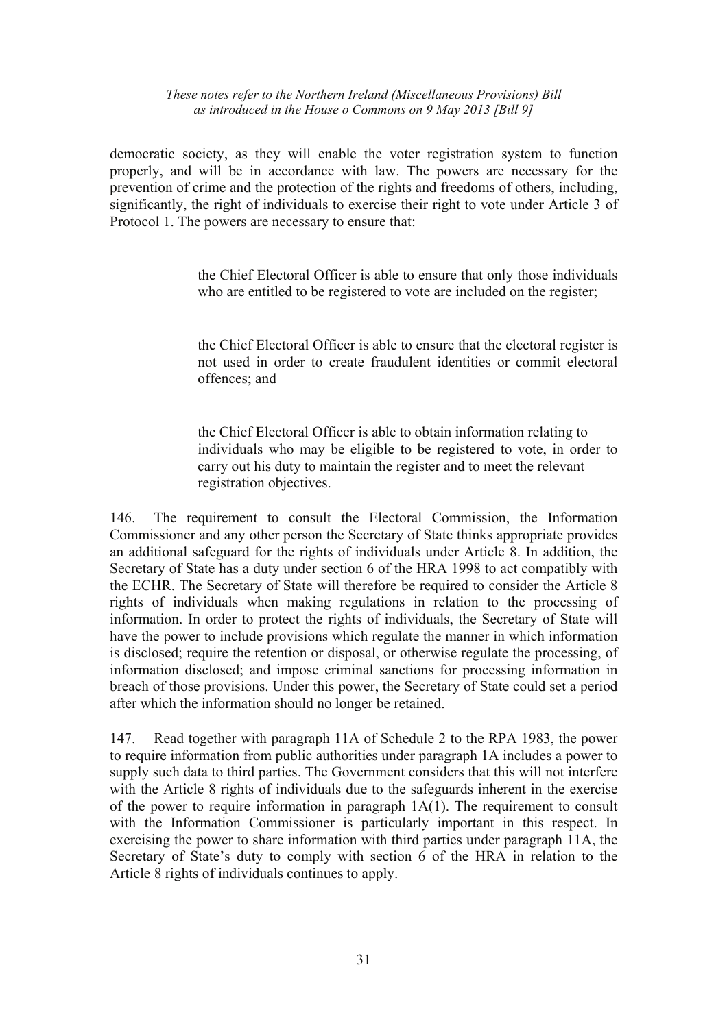democratic society, as they will enable the voter registration system to function properly, and will be in accordance with law. The powers are necessary for the prevention of crime and the protection of the rights and freedoms of others, including, significantly, the right of individuals to exercise their right to vote under Article 3 of Protocol 1. The powers are necessary to ensure that:

> the Chief Electoral Officer is able to ensure that only those individuals who are entitled to be registered to vote are included on the register;
>
> the Chief Electoral Officer is able to ensure that the electoral register is not used in order to create fraudulent identities or commit electoral offences; and
>
> the Chief Electoral Officer is able to obtain information relating to individuals who may be eligible to be registered to vote, in order to carry out his duty to maintain the register and to meet the relevant registration objectives.

146. The requirement to consult the Electoral Commission, the Information Commissioner and any other person the Secretary of State thinks appropriate provides an additional safeguard for the rights of individuals under Article 8. In addition, the Secretary of State has a duty under section 6 of the HRA 1998 to act compatibly with the ECHR. The Secretary of State will therefore be required to consider the Article 8 rights of individuals when making regulations in relation to the processing of information. In order to protect the rights of individuals, the Secretary of State will have the power to include provisions which regulate the manner in which information is disclosed; require the retention or disposal, or otherwise regulate the processing, of information disclosed; and impose criminal sanctions for processing information in breach of those provisions. Under this power, the Secretary of State could set a period after which the information should no longer be retained.

147. Read together with paragraph 11A of Schedule 2 to the RPA 1983, the power to require information from public authorities under paragraph 1A includes a power to supply such data to third parties. The Government considers that this will not interfere with the Article 8 rights of individuals due to the safeguards inherent in the exercise of the power to require information in paragraph 1A(1). The requirement to consult with the Information Commissioner is particularly important in this respect. In exercising the power to share information with third parties under paragraph 11A, the Secretary of State's duty to comply with section 6 of the HRA in relation to the Article 8 rights of individuals continues to apply.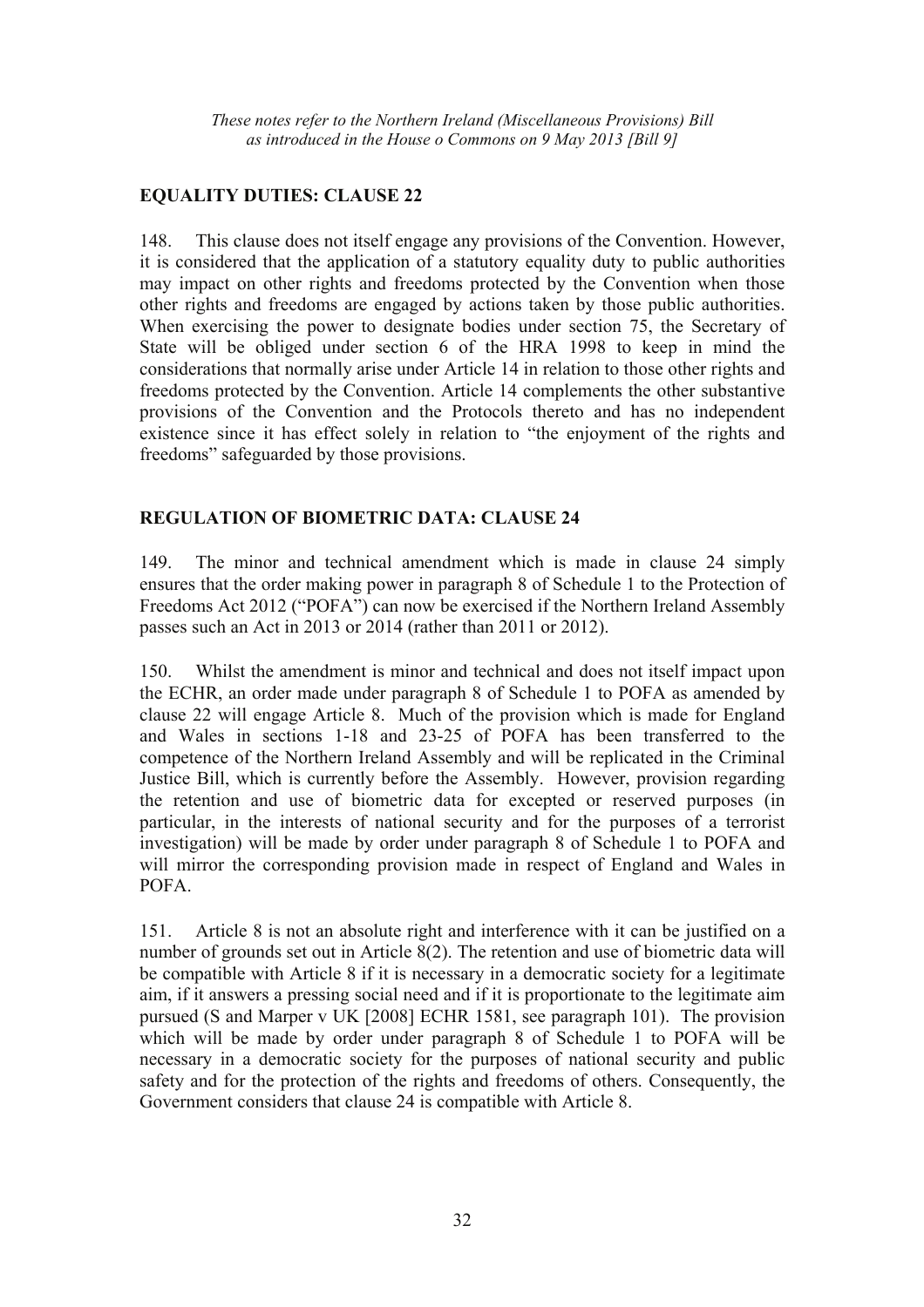## EQUALITY DUTIES: CLAUSE 22

148. This clause does not itself engage any provisions of the Convention. However, it is considered that the application of a statutory equality duty to public authorities may impact on other rights and freedoms protected by the Convention when those other rights and freedoms are engaged by actions taken by those public authorities. When exercising the power to designate bodies under section 75, the Secretary of State will be obliged under section 6 of the HRA 1998 to keep in mind the considerations that normally arise under Article 14 in relation to those other rights and freedoms protected by the Convention. Article 14 complements the other substantive provisions of the Convention and the Protocols thereto and has no independent existence since it has effect solely in relation to "the enjoyment of the rights and freedoms" safeguarded by those provisions.

## REGULATION OF BIOMETRIC DATA: CLAUSE 24

149. The minor and technical amendment which is made in clause 24 simply ensures that the order making power in paragraph 8 of Schedule 1 to the Protection of Freedoms Act 2012 ("POFA") can now be exercised if the Northern Ireland Assembly passes such an Act in 2013 or 2014 (rather than 2011 or 2012).

150. Whilst the amendment is minor and technical and does not itself impact upon the ECHR, an order made under paragraph 8 of Schedule 1 to POFA as amended by clause 22 will engage Article 8. Much of the provision which is made for England and Wales in sections 1-18 and 23-25 of POFA has been transferred to the competence of the Northern Ireland Assembly and will be replicated in the Criminal Justice Bill, which is currently before the Assembly. However, provision regarding the retention and use of biometric data for excepted or reserved purposes (in particular, in the interests of national security and for the purposes of a terrorist investigation) will be made by order under paragraph 8 of Schedule 1 to POFA and will mirror the corresponding provision made in respect of England and Wales in POFA.

151. Article 8 is not an absolute right and interference with it can be justified on a number of grounds set out in Article 8(2). The retention and use of biometric data will be compatible with Article 8 if it is necessary in a democratic society for a legitimate aim, if it answers a pressing social need and if it is proportionate to the legitimate aim pursued (S and Marper v UK [2008] ECHR 1581, see paragraph 101). The provision which will be made by order under paragraph 8 of Schedule 1 to POFA will be necessary in a democratic society for the purposes of national security and public safety and for the protection of the rights and freedoms of others. Consequently, the Government considers that clause 24 is compatible with Article 8.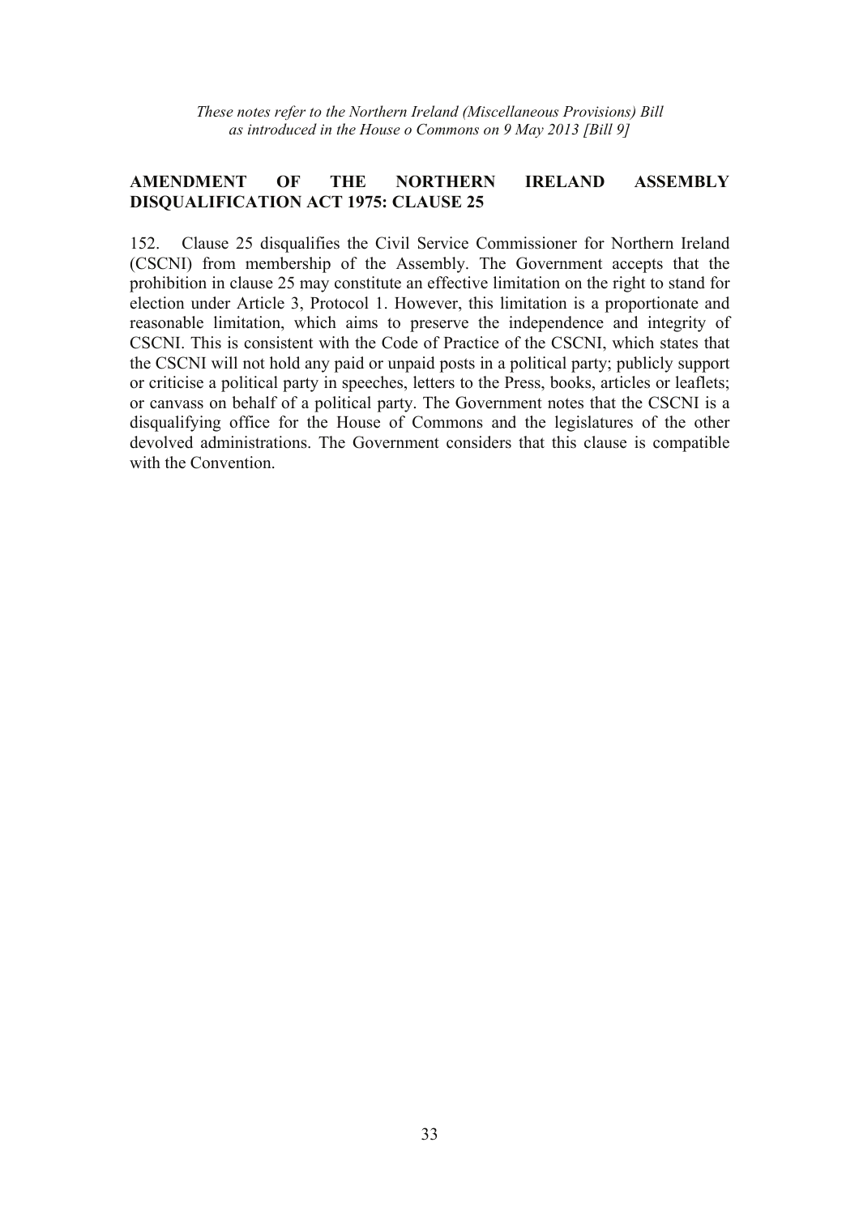## AMENDMENT OF THE NORTHERN IRELAND ASSEMBLY DISQUALIFICATION ACT 1975: CLAUSE 25

152. Clause 25 disqualifies the Civil Service Commissioner for Northern Ireland (CSCNI) from membership of the Assembly. The Government accepts that the prohibition in clause 25 may constitute an effective limitation on the right to stand for election under Article 3, Protocol 1. However, this limitation is a proportionate and reasonable limitation, which aims to preserve the independence and integrity of CSCNI. This is consistent with the Code of Practice of the CSCNI, which states that the CSCNI will not hold any paid or unpaid posts in a political party; publicly support or criticise a political party in speeches, letters to the Press, books, articles or leaflets; or canvass on behalf of a political party. The Government notes that the CSCNI is a disqualifying office for the House of Commons and the legislatures of the other devolved administrations. The Government considers that this clause is compatible with the Convention.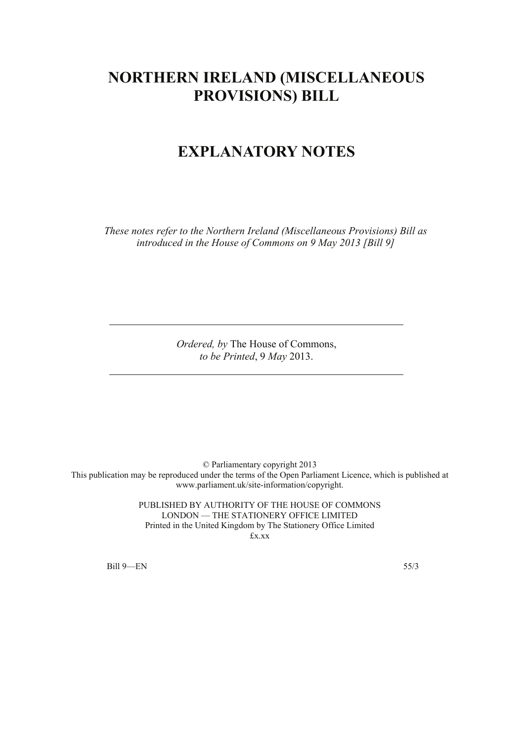# NORTHERN IRELAND (MISCELLANEOUS PROVISIONS) BILL

# EXPLANATORY NOTES

*These notes refer to the Northern Ireland (Miscellaneous Provisions) Bill as introduced in the House of Commons on 9 May 2013 [Bill 9]*

---

*Ordered, by* The House of Commons,
*to be Printed*, 9 *May* 2013.

---

© Parliamentary copyright 2013
This publication may be reproduced under the terms of the Open Parliament Licence, which is published at www.parliament.uk/site-information/copyright.

PUBLISHED BY AUTHORITY OF THE HOUSE OF COMMONS
LONDON — THE STATIONERY OFFICE LIMITED
Printed in the United Kingdom by The Stationery Office Limited
£x.xx

Bill 9—EN 55/3